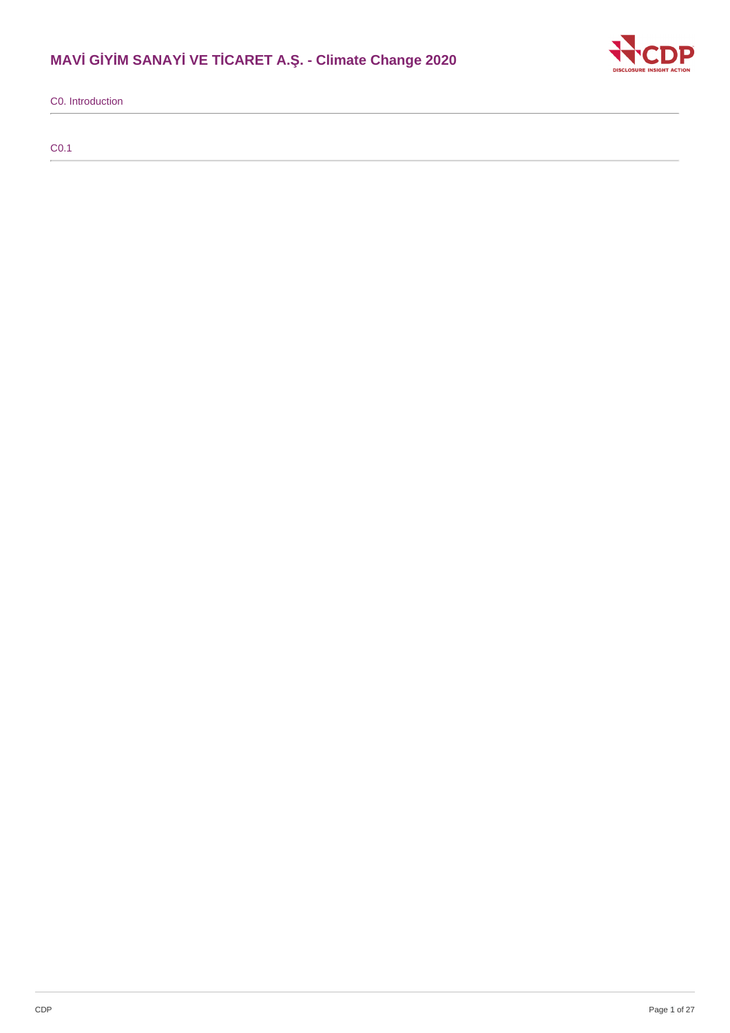# MAVİ GİYİM SANAYİ VE TİCARET A.Ş. - Climate Change 2020

## C0. Introduction

### C0.1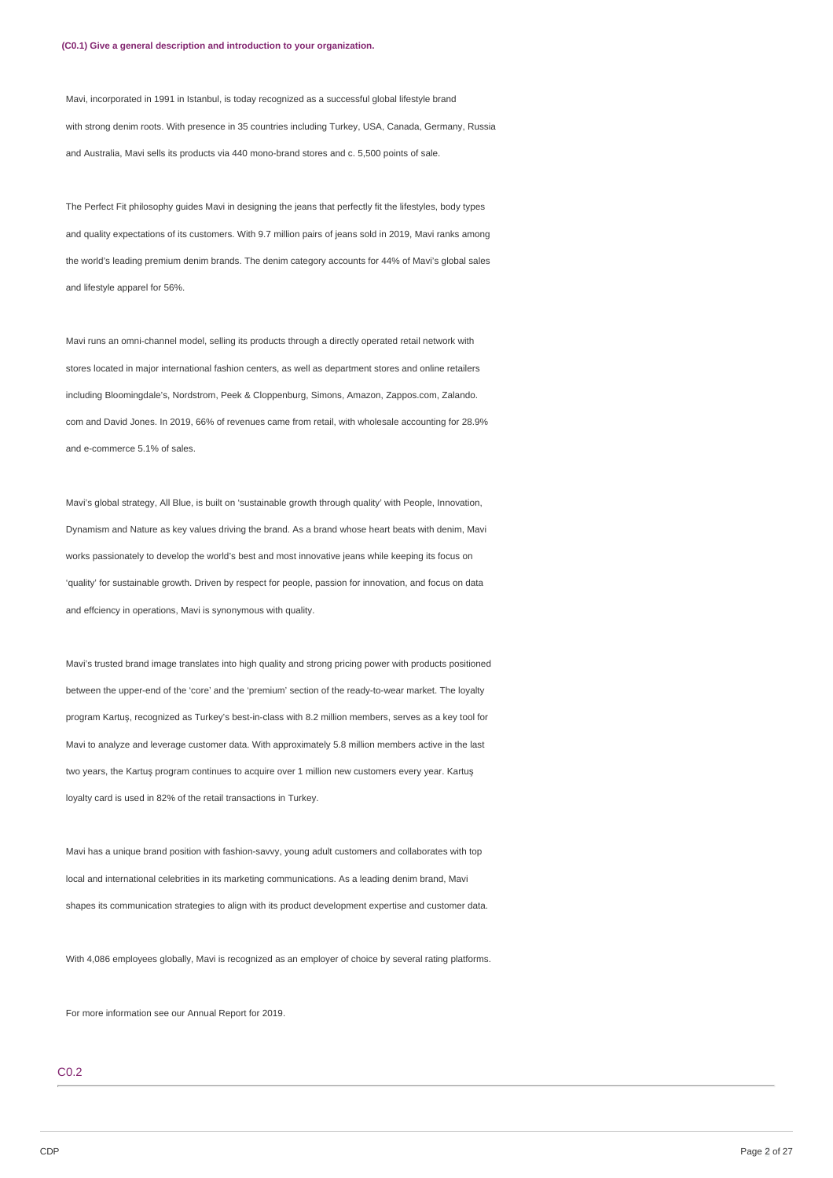### (C0.1) Give a general description and introduction to your organization.

Mavi, incorporated in 1991 in Istanbul, is today recognized as a successful global lifestyle brand with strong denim roots. With presence in 35 countries including Turkey, USA, Canada, Germany, Russia and Australia, Mavi sells its products via 440 mono-brand stores and c. 5,500 points of sale.

The Perfect Fit philosophy guides Mavi in designing the jeans that perfectly fit the lifestyles, body types and quality expectations of its customers. With 9.7 million pairs of jeans sold in 2019, Mavi ranks among the world's leading premium denim brands. The denim category accounts for 44% of Mavi's global sales and lifestyle apparel for 56%.

Mavi runs an omni-channel model, selling its products through a directly operated retail network with stores located in major international fashion centers, as well as department stores and online retailers including Bloomingdale's, Nordstrom, Peek & Cloppenburg, Simons, Amazon, Zappos.com, Zalando.com and David Jones. In 2019, 66% of revenues came from retail, with wholesale accounting for 28.9% and e-commerce 5.1% of sales.

Mavi's global strategy, All Blue, is built on 'sustainable growth through quality' with People, Innovation, Dynamism and Nature as key values driving the brand. As a brand whose heart beats with denim, Mavi works passionately to develop the world's best and most innovative jeans while keeping its focus on 'quality' for sustainable growth. Driven by respect for people, passion for innovation, and focus on data and effciency in operations, Mavi is synonymous with quality.

Mavi's trusted brand image translates into high quality and strong pricing power with products positioned between the upper-end of the 'core' and the 'premium' section of the ready-to-wear market. The loyalty program Kartuş, recognized as Turkey's best-in-class with 8.2 million members, serves as a key tool for Mavi to analyze and leverage customer data. With approximately 5.8 million members active in the last two years, the Kartuş program continues to acquire over 1 million new customers every year. Kartuş loyalty card is used in 82% of the retail transactions in Turkey.

Mavi has a unique brand position with fashion-savvy, young adult customers and collaborates with top local and international celebrities in its marketing communications. As a leading denim brand, Mavi shapes its communication strategies to align with its product development expertise and customer data.

With 4,086 employees globally, Mavi is recognized as an employer of choice by several rating platforms.

For more information see our Annual Report for 2019.

## C0.2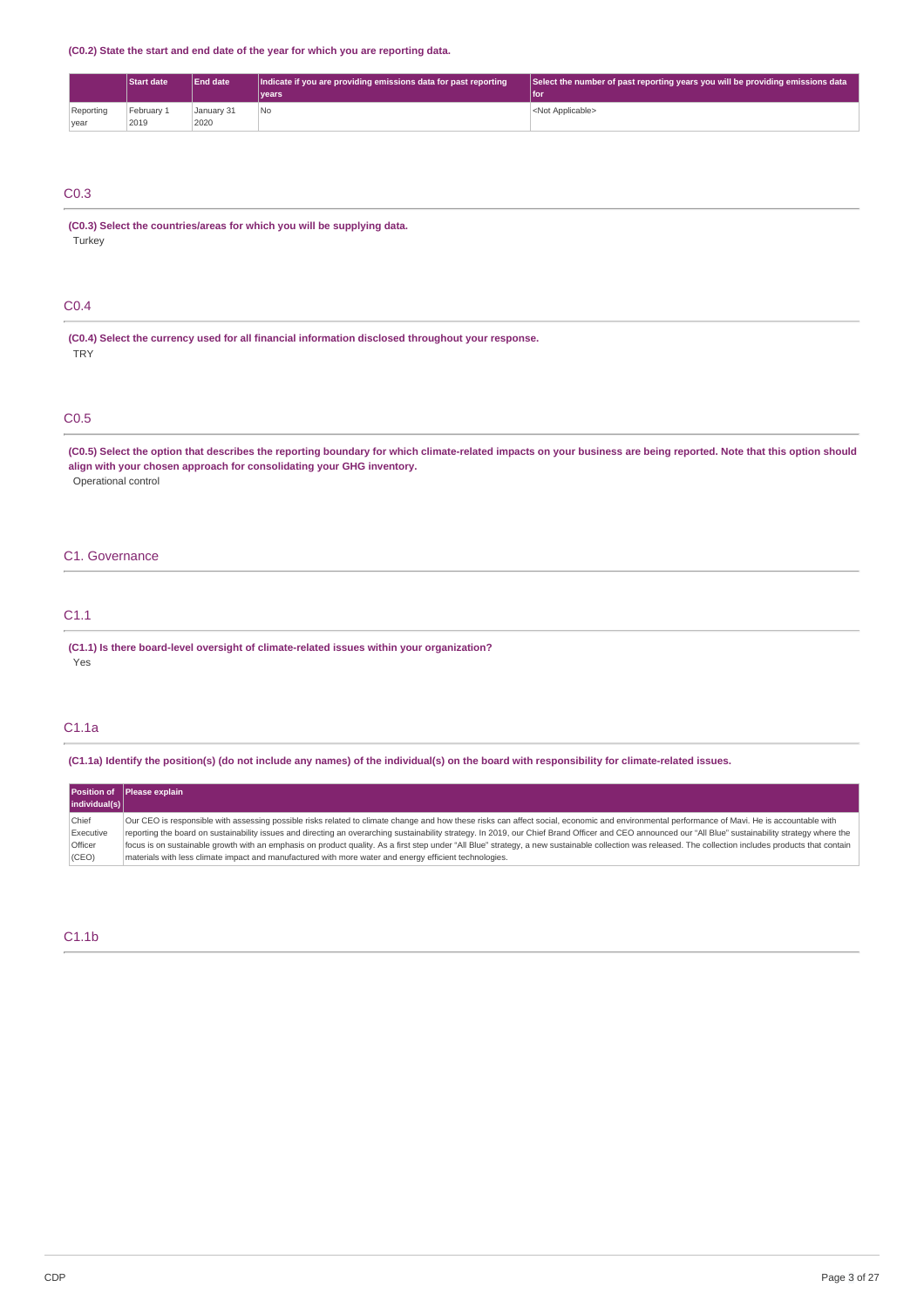**(C0.2) State the start and end date of the year for which you are reporting data.**

| | Start date | End date | Indicate if you are providing emissions data for past reporting years | Select the number of past reporting years you will be providing emissions data for |
|---|---|---|---|---|
| Reporting year | February 1 2019 | January 31 2020 | No | <Not Applicable> |

## C0.3

**(C0.3) Select the countries/areas for which you will be supplying data.**

Turkey

## C0.4

**(C0.4) Select the currency used for all financial information disclosed throughout your response.**

TRY

## C0.5

**(C0.5) Select the option that describes the reporting boundary for which climate-related impacts on your business are being reported. Note that this option should align with your chosen approach for consolidating your GHG inventory.**

Operational control

# C1. Governance

## C1.1

**(C1.1) Is there board-level oversight of climate-related issues within your organization?**

Yes

## C1.1a

**(C1.1a) Identify the position(s) (do not include any names) of the individual(s) on the board with responsibility for climate-related issues.**

| Position of individual(s) | Please explain |
|---|---|
| Chief Executive Officer (CEO) | Our CEO is responsible with assessing possible risks related to climate change and how these risks can affect social, economic and environmental performance of Mavi. He is accountable with reporting the board on sustainability issues and directing an overarching sustainability strategy. In 2019, our Chief Brand Officer and CEO announced our "All Blue" sustainability strategy where the focus is on sustainable growth with an emphasis on product quality. As a first step under "All Blue" strategy, a new sustainable collection was released. The collection includes products that contain materials with less climate impact and manufactured with more water and energy efficient technologies. |

## C1.1b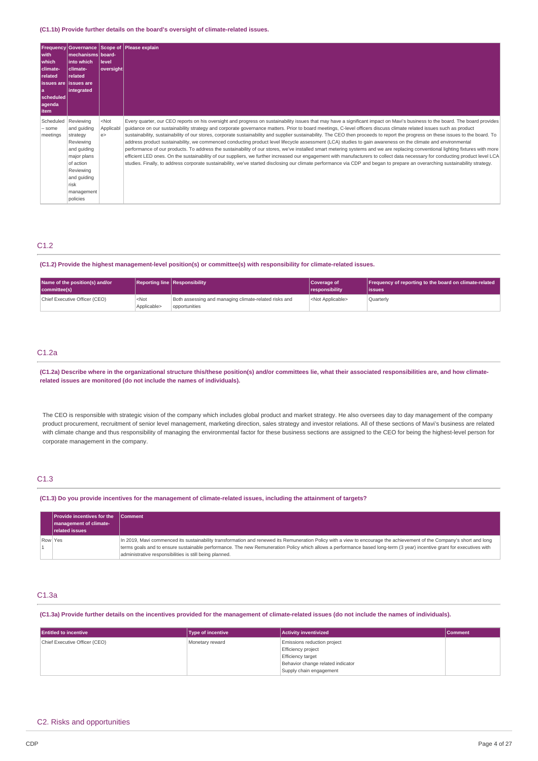**(C1.1b) Provide further details on the board's oversight of climate-related issues.**

| Frequency with which climate-related issues are a scheduled agenda item | Governance mechanisms into which climate-related issues are integrated | Scope of board-level oversight | Please explain |
|---|---|---|---|
| Scheduled – some meetings | Reviewing and guiding strategy<br>Reviewing and guiding major plans of action<br>Reviewing and guiding risk management policies | <Not Applicable> | Every quarter, our CEO reports on his oversight and progress on sustainability issues that may have a significant impact on Mavi's business to the board. The board provides guidance on our sustainability strategy and corporate governance matters. Prior to board meetings, C-level officers discuss climate related issues such as product sustainability, sustainability of our stores, corporate sustainability and supplier sustainability. The CEO then proceeds to report the progress on these issues to the board. To address product sustainability, we commenced conducting product level lifecycle assessment (LCA) studies to gain awareness on the climate and environmental performance of our products. To address the sustainability of our stores, we've installed smart metering systems and we are replacing conventional lighting fixtures with more efficient LED ones. On the sustainability of our suppliers, we further increased our engagement with manufacturers to collect data necessary for conducting product level LCA studies. Finally, to address corporate sustainability, we've started disclosing our climate performance via CDP and began to prepare an overarching sustainability strategy. |

## C1.2

**(C1.2) Provide the highest management-level position(s) or committee(s) with responsibility for climate-related issues.**

| Name of the position(s) and/or committee(s) | Reporting line | Responsibility | Coverage of responsibility | Frequency of reporting to the board on climate-related issues |
|---|---|---|---|---|
| Chief Executive Officer (CEO) | <Not Applicable> | Both assessing and managing climate-related risks and opportunities | <Not Applicable> | Quarterly |

## C1.2a

**(C1.2a) Describe where in the organizational structure this/these position(s) and/or committees lie, what their associated responsibilities are, and how climate-related issues are monitored (do not include the names of individuals).**

The CEO is responsible with strategic vision of the company which includes global product and market strategy. He also oversees day to day management of the company product procurement, recruitment of senior level management, marketing direction, sales strategy and investor relations. All of these sections of Mavi's business are related with climate change and thus responsibility of managing the environmental factor for these business sections are assigned to the CEO for being the highest-level person for corporate management in the company.

## C1.3

**(C1.3) Do you provide incentives for the management of climate-related issues, including the attainment of targets?**

| | Provide incentives for the management of climate-related issues | Comment |
|---|---|---|
| Row 1 | Yes | In 2019, Mavi commenced its sustainability transformation and renewed its Remuneration Policy with a view to encourage the achievement of the Company's short and long terms goals and to ensure sustainable performance. The new Remuneration Policy which allows a performance based long-term (3 year) incentive grant for executives with administrative responsibilities is still being planned. |

## C1.3a

**(C1.3a) Provide further details on the incentives provided for the management of climate-related issues (do not include the names of individuals).**

| Entitled to incentive | Type of incentive | Activity inventivized | Comment |
|---|---|---|---|
| Chief Executive Officer (CEO) | Monetary reward | Emissions reduction project<br>Efficiency project<br>Efficiency target<br>Behavior change related indicator<br>Supply chain engagement | |

# C2. Risks and opportunities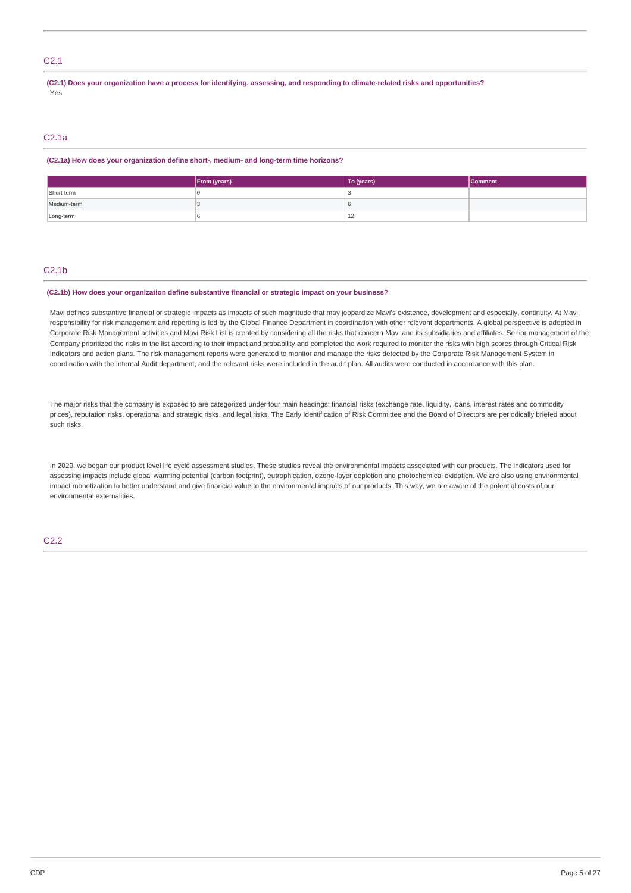## C2.1

**(C2.1) Does your organization have a process for identifying, assessing, and responding to climate-related risks and opportunities?**

Yes

## C2.1a

**(C2.1a) How does your organization define short-, medium- and long-term time horizons?**

| | From (years) | To (years) | Comment |
|---|---|---|---|
| Short-term | 0 | 3 | |
| Medium-term | 3 | 6 | |
| Long-term | 6 | 12 | |

## C2.1b

**(C2.1b) How does your organization define substantive financial or strategic impact on your business?**

Mavi defines substantive financial or strategic impacts as impacts of such magnitude that may jeopardize Mavi's existence, development and especially, continuity. At Mavi, responsibility for risk management and reporting is led by the Global Finance Department in coordination with other relevant departments. A global perspective is adopted in Corporate Risk Management activities and Mavi Risk List is created by considering all the risks that concern Mavi and its subsidiaries and affiliates. Senior management of the Company prioritized the risks in the list according to their impact and probability and completed the work required to monitor the risks with high scores through Critical Risk Indicators and action plans. The risk management reports were generated to monitor and manage the risks detected by the Corporate Risk Management System in coordination with the Internal Audit department, and the relevant risks were included in the audit plan. All audits were conducted in accordance with this plan.

The major risks that the company is exposed to are categorized under four main headings: financial risks (exchange rate, liquidity, loans, interest rates and commodity prices), reputation risks, operational and strategic risks, and legal risks. The Early Identification of Risk Committee and the Board of Directors are periodically briefed about such risks.

In 2020, we began our product level life cycle assessment studies. These studies reveal the environmental impacts associated with our products. The indicators used for assessing impacts include global warming potential (carbon footprint), eutrophication, ozone-layer depletion and photochemical oxidation. We are also using environmental impact monetization to better understand and give financial value to the environmental impacts of our products. This way, we are aware of the potential costs of our environmental externalities.

## C2.2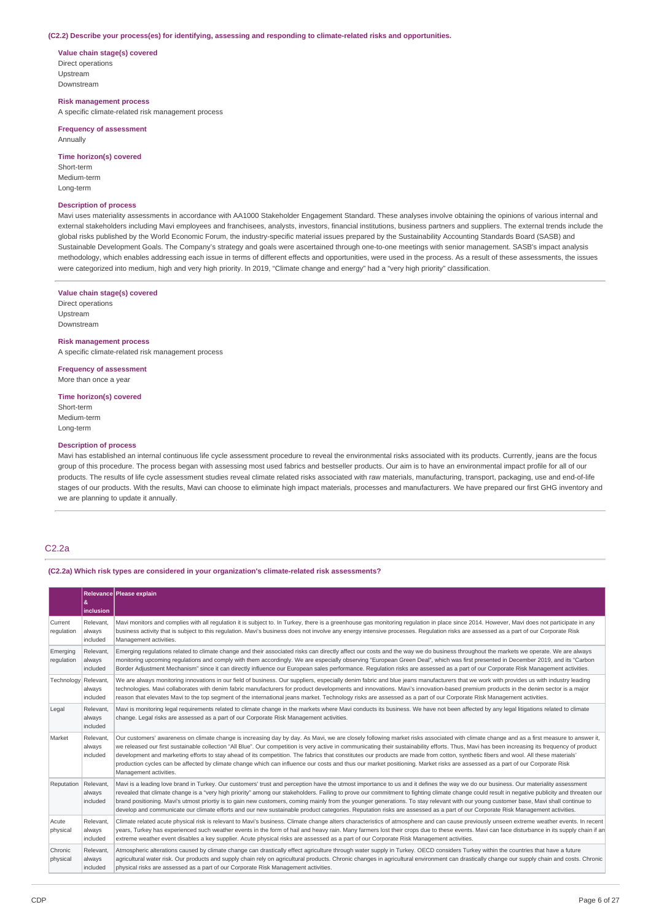**(C2.2) Describe your process(es) for identifying, assessing and responding to climate-related risks and opportunities.**

**Value chain stage(s) covered**
Direct operations
Upstream
Downstream

**Risk management process**
A specific climate-related risk management process

**Frequency of assessment**
Annually

**Time horizon(s) covered**
Short-term
Medium-term
Long-term

**Description of process**
Mavi uses materiality assessments in accordance with AA1000 Stakeholder Engagement Standard. These analyses involve obtaining the opinions of various internal and external stakeholders including Mavi employees and franchisees, analysts, investors, financial institutions, business partners and suppliers. The external trends include the global risks published by the World Economic Forum, the industry-specific material issues prepared by the Sustainability Accounting Standards Board (SASB) and Sustainable Development Goals. The Company's strategy and goals were ascertained through one-to-one meetings with senior management. SASB's impact analysis methodology, which enables addressing each issue in terms of different effects and opportunities, were used in the process. As a result of these assessments, the issues were categorized into medium, high and very high priority. In 2019, "Climate change and energy" had a "very high priority" classification.

---

**Value chain stage(s) covered**
Direct operations
Upstream
Downstream

**Risk management process**
A specific climate-related risk management process

**Frequency of assessment**
More than once a year

**Time horizon(s) covered**
Short-term
Medium-term
Long-term

**Description of process**
Mavi has established an internal continuous life cycle assessment procedure to reveal the environmental risks associated with its products. Currently, jeans are the focus group of this procedure. The process began with assessing most used fabrics and bestseller products. Our aim is to have an environmental impact profile for all of our products. The results of life cycle assessment studies reveal climate related risks associated with raw materials, manufacturing, transport, packaging, use and end-of-life stages of our products. With the results, Mavi can choose to eliminate high impact materials, processes and manufacturers. We have prepared our first GHG inventory and we are planning to update it annually.

## C2.2a

**(C2.2a) Which risk types are considered in your organization's climate-related risk assessments?**

| | Relevance & inclusion | Please explain |
|---|---|---|
| Current regulation | Relevant, always included | Mavi monitors and complies with all regulation it is subject to. In Turkey, there is a greenhouse gas monitoring regulation in place since 2014. However, Mavi does not participate in any business activity that is subject to this regulation. Mavi's business does not involve any energy intensive processes. Regulation risks are assessed as a part of our Corporate Risk Management activities. |
| Emerging regulation | Relevant, always included | Emerging regulations related to climate change and their associated risks can directly affect our costs and the way we do business throughout the markets we operate. We are always monitoring upcoming regulations and comply with them accordingly. We are especially observing "European Green Deal", which was first presented in December 2019, and its "Carbon Border Adjustment Mechanism" since it can directly influence our European sales performance. Regulation risks are assessed as a part of our Corporate Risk Management activities. |
| Technology | Relevant, always included | We are always monitoring innovations in our field of business. Our suppliers, especially denim fabric and blue jeans manufacturers that we work with provides us with industry leading technologies. Mavi collaborates with denim fabric manufacturers for product developments and innovations. Mavi's innovation-based premium products in the denim sector is a major reason that elevates Mavi to the top segment of the international jeans market. Technology risks are assessed as a part of our Corporate Risk Management activities. |
| Legal | Relevant, always included | Mavi is monitoring legal requirements related to climate change in the markets where Mavi conducts its business. We have not been affected by any legal litigations related to climate change. Legal risks are assessed as a part of our Corporate Risk Management activities. |
| Market | Relevant, always included | Our customers' awareness on climate change is increasing day by day. As Mavi, we are closely following market risks associated with climate change and as a first measure to answer it, we released our first sustainable collection "All Blue". Our competition is very active in communicating their sustainability efforts. Thus, Mavi has been increasing its frequency of product development and marketing efforts to stay ahead of its competition. The fabrics that constitutes our products are made from cotton, synthetic fibers and wool. All these materials' production cycles can be affected by climate change which can influence our costs and thus our market positioning. Market risks are assessed as a part of our Corporate Risk Management activities. |
| Reputation | Relevant, always included | Mavi is a leading love brand in Turkey. Our customers' trust and perception have the utmost importance to us and it defines the way we do our business. Our materiality assessment revealed that climate change is a "very high priority" among our stakeholders. Failing to prove our commitment to fighting climate change could result in negative publicity and threaten our brand positioning. Mavi's utmost priortiy is to gain new customers, coming mainly from the younger generations. To stay relevant with our young customer base, Mavi shall continue to develop and communicate our climate efforts and our new sustainable product categories. Reputation risks are assessed as a part of our Corporate Risk Management activities. |
| Acute physical | Relevant, always included | Climate related acute physical risk is relevant to Mavi's business. Climate change alters characteristics of atmosphere and can cause previously unseen extreme weather events. In recent years, Turkey has experienced such weather events in the form of hail and heavy rain. Many farmers lost their crops due to these events. Mavi can face disturbance in its supply chain if an extreme weather event disables a key supplier. Acute physical risks are assessed as a part of our Corporate Risk Management activities. |
| Chronic physical | Relevant, always included | Atmospheric alterations caused by climate change can drastically effect agriculture through water supply in Turkey. OECD considers Turkey within the countries that have a future agricultural water risk. Our products and supply chain rely on agricultural products. Chronic changes in agricultural environment can drastically change our supply chain and costs. Chronic physical risks are assessed as a part of our Corporate Risk Management activities. |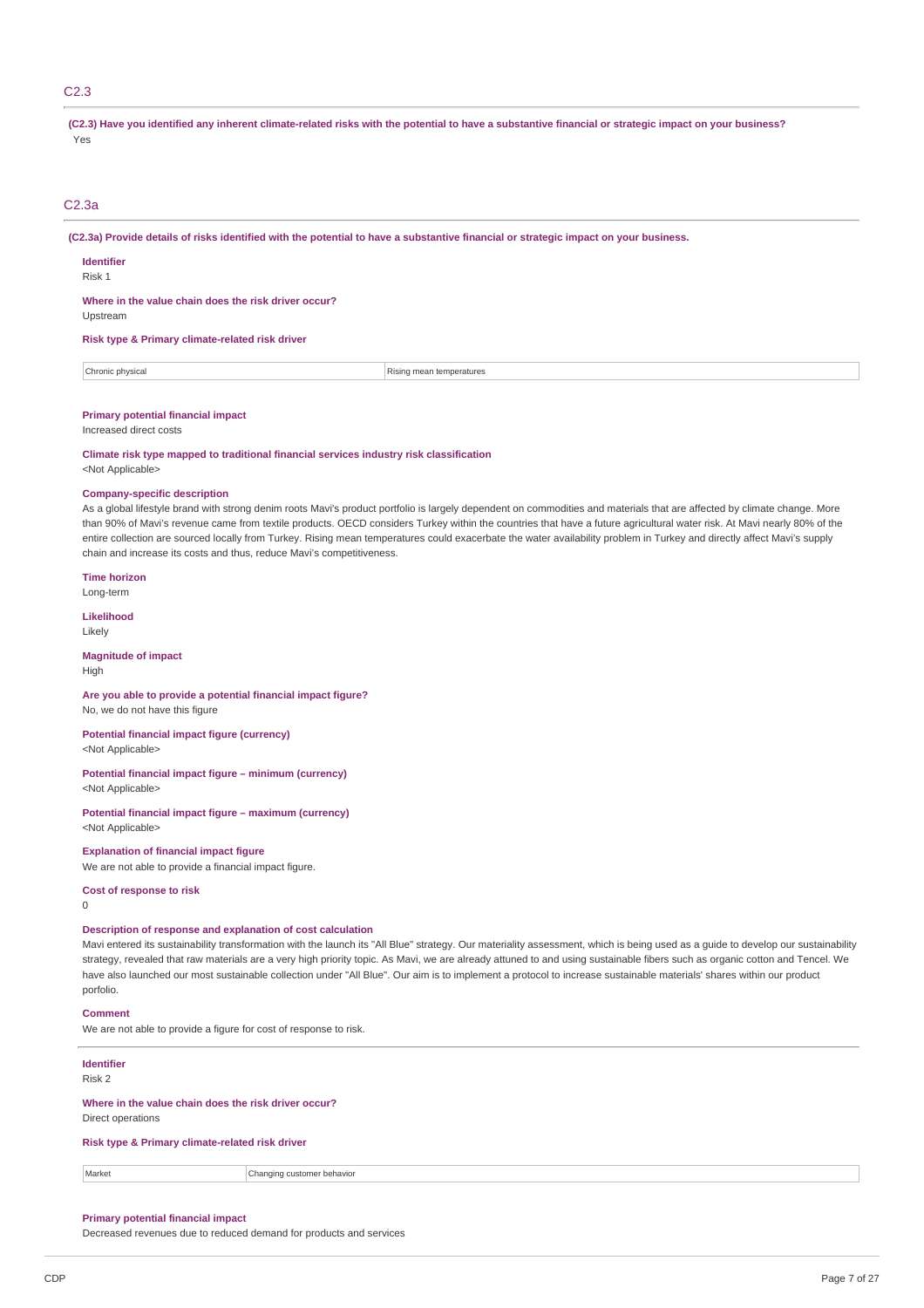## C2.3

**(C2.3) Have you identified any inherent climate-related risks with the potential to have a substantive financial or strategic impact on your business?**

Yes

## C2.3a

**(C2.3a) Provide details of risks identified with the potential to have a substantive financial or strategic impact on your business.**

**Identifier**

Risk 1

**Where in the value chain does the risk driver occur?**

Upstream

**Risk type & Primary climate-related risk driver**

| Chronic physical | Rising mean temperatures |
|---|---|

**Primary potential financial impact**

Increased direct costs

**Climate risk type mapped to traditional financial services industry risk classification**

<Not Applicable>

**Company-specific description**

As a global lifestyle brand with strong denim roots Mavi's product portfolio is largely dependent on commodities and materials that are affected by climate change. More than 90% of Mavi's revenue came from textile products. OECD considers Turkey within the countries that have a future agricultural water risk. At Mavi nearly 80% of the entire collection are sourced locally from Turkey. Rising mean temperatures could exacerbate the water availability problem in Turkey and directly affect Mavi's supply chain and increase its costs and thus, reduce Mavi's competitiveness.

**Time horizon**

Long-term

**Likelihood**

Likely

**Magnitude of impact**

High

**Are you able to provide a potential financial impact figure?**

No, we do not have this figure

**Potential financial impact figure (currency)**

<Not Applicable>

**Potential financial impact figure – minimum (currency)**

<Not Applicable>

**Potential financial impact figure – maximum (currency)**

<Not Applicable>

**Explanation of financial impact figure**

We are not able to provide a financial impact figure.

**Cost of response to risk**

0

**Description of response and explanation of cost calculation**

Mavi entered its sustainability transformation with the launch its "All Blue" strategy. Our materiality assessment, which is being used as a guide to develop our sustainability strategy, revealed that raw materials are a very high priority topic. As Mavi, we are already attuned to and using sustainable fibers such as organic cotton and Tencel. We have also launched our most sustainable collection under "All Blue". Our aim is to implement a protocol to increase sustainable materials' shares within our product porfolio.

**Comment**

We are not able to provide a figure for cost of response to risk.

---

**Identifier**

Risk 2

**Where in the value chain does the risk driver occur?**

Direct operations

**Risk type & Primary climate-related risk driver**

| Market | Changing customer behavior |
|---|---|

**Primary potential financial impact**

Decreased revenues due to reduced demand for products and services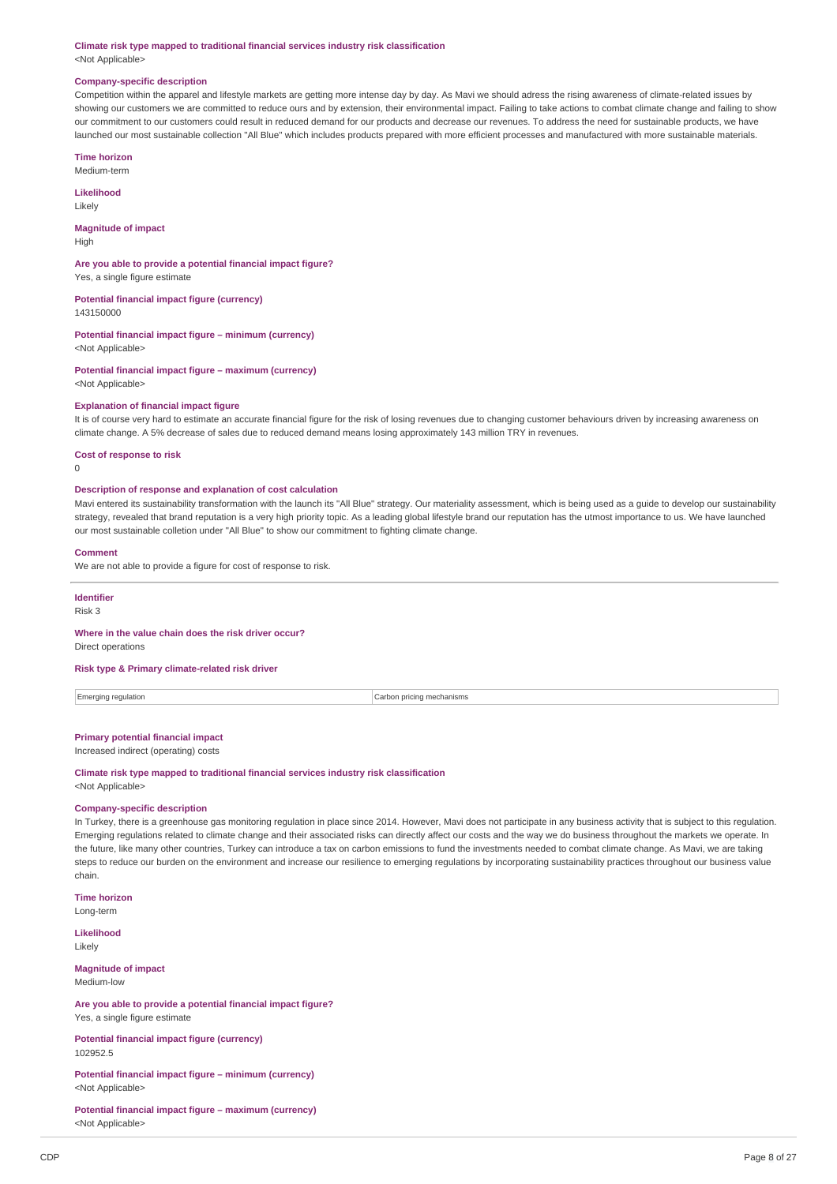**Climate risk type mapped to traditional financial services industry risk classification**
<Not Applicable>

**Company-specific description**
Competition within the apparel and lifestyle markets are getting more intense day by day. As Mavi we should adress the rising awareness of climate-related issues by showing our customers we are committed to reduce ours and by extension, their environmental impact. Failing to take actions to combat climate change and failing to show our commitment to our customers could result in reduced demand for our products and decrease our revenues. To address the need for sustainable products, we have launched our most sustainable collection "All Blue" which includes products prepared with more efficient processes and manufactured with more sustainable materials.

**Time horizon**
Medium-term

**Likelihood**
Likely

**Magnitude of impact**
High

**Are you able to provide a potential financial impact figure?**
Yes, a single figure estimate

**Potential financial impact figure (currency)**
143150000

**Potential financial impact figure – minimum (currency)**
<Not Applicable>

**Potential financial impact figure – maximum (currency)**
<Not Applicable>

**Explanation of financial impact figure**
It is of course very hard to estimate an accurate financial figure for the risk of losing revenues due to changing customer behaviours driven by increasing awareness on climate change. A 5% decrease of sales due to reduced demand means losing approximately 143 million TRY in revenues.

**Cost of response to risk**
0

**Description of response and explanation of cost calculation**
Mavi entered its sustainability transformation with the launch its "All Blue" strategy. Our materiality assessment, which is being used as a guide to develop our sustainability strategy, revealed that brand reputation is a very high priority topic. As a leading global lifestyle brand our reputation has the utmost importance to us. We have launched our most sustainable colletion under "All Blue" to show our commitment to fighting climate change.

**Comment**
We are not able to provide a figure for cost of response to risk.

---

**Identifier**
Risk 3

**Where in the value chain does the risk driver occur?**
Direct operations

**Risk type & Primary climate-related risk driver**

| Emerging regulation | Carbon pricing mechanisms |
|---|---|

**Primary potential financial impact**
Increased indirect (operating) costs

**Climate risk type mapped to traditional financial services industry risk classification**
<Not Applicable>

**Company-specific description**
In Turkey, there is a greenhouse gas monitoring regulation in place since 2014. However, Mavi does not participate in any business activity that is subject to this regulation. Emerging regulations related to climate change and their associated risks can directly affect our costs and the way we do business throughout the markets we operate. In the future, like many other countries, Turkey can introduce a tax on carbon emissions to fund the investments needed to combat climate change. As Mavi, we are taking steps to reduce our burden on the environment and increase our resilience to emerging regulations by incorporating sustainability practices throughout our business value chain.

**Time horizon**
Long-term

**Likelihood**
Likely

**Magnitude of impact**
Medium-low

**Are you able to provide a potential financial impact figure?**
Yes, a single figure estimate

**Potential financial impact figure (currency)**
102952.5

**Potential financial impact figure – minimum (currency)**
<Not Applicable>

**Potential financial impact figure – maximum (currency)**
<Not Applicable>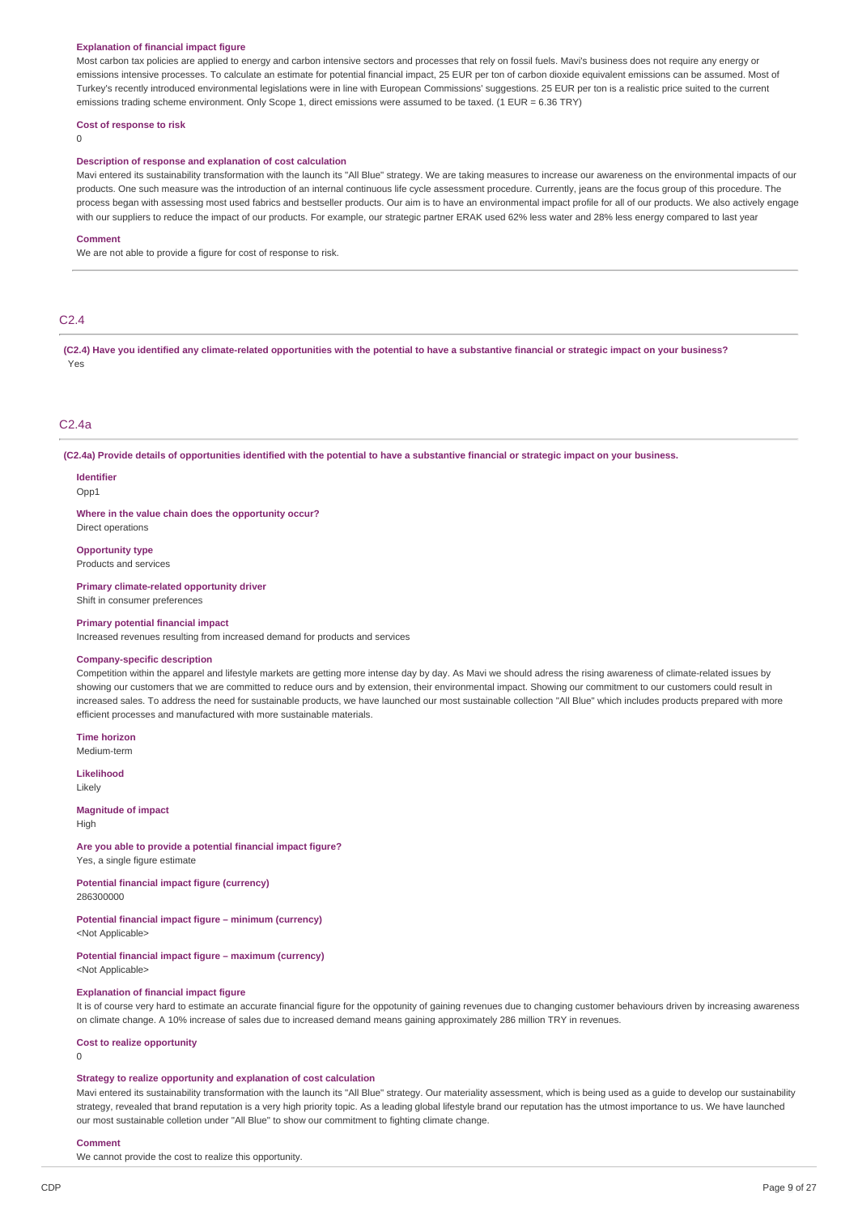**Explanation of financial impact figure**

Most carbon tax policies are applied to energy and carbon intensive sectors and processes that rely on fossil fuels. Mavi's business does not require any energy or emissions intensive processes. To calculate an estimate for potential financial impact, 25 EUR per ton of carbon dioxide equivalent emissions can be assumed. Most of Turkey's recently introduced environmental legislations were in line with European Commissions' suggestions. 25 EUR per ton is a realistic price suited to the current emissions trading scheme environment. Only Scope 1, direct emissions were assumed to be taxed. (1 EUR = 6.36 TRY)

**Cost of response to risk**

0

**Description of response and explanation of cost calculation**

Mavi entered its sustainability transformation with the launch its "All Blue" strategy. We are taking measures to increase our awareness on the environmental impacts of our products. One such measure was the introduction of an internal continuous life cycle assessment procedure. Currently, jeans are the focus group of this procedure. The process began with assessing most used fabrics and bestseller products. Our aim is to have an environmental impact profile for all of our products. We also actively engage with our suppliers to reduce the impact of our products. For example, our strategic partner ERAK used 62% less water and 28% less energy compared to last year

**Comment**

We are not able to provide a figure for cost of response to risk.

## C2.4

**(C2.4) Have you identified any climate-related opportunities with the potential to have a substantive financial or strategic impact on your business?**

Yes

## C2.4a

**(C2.4a) Provide details of opportunities identified with the potential to have a substantive financial or strategic impact on your business.**

**Identifier**

Opp1

**Where in the value chain does the opportunity occur?**

Direct operations

**Opportunity type**

Products and services

**Primary climate-related opportunity driver**

Shift in consumer preferences

**Primary potential financial impact**

Increased revenues resulting from increased demand for products and services

**Company-specific description**

Competition within the apparel and lifestyle markets are getting more intense day by day. As Mavi we should adress the rising awareness of climate-related issues by showing our customers that we are committed to reduce ours and by extension, their environmental impact. Showing our commitment to our customers could result in increased sales. To address the need for sustainable products, we have launched our most sustainable collection "All Blue" which includes products prepared with more efficient processes and manufactured with more sustainable materials.

**Time horizon**

Medium-term

**Likelihood**

Likely

**Magnitude of impact**

High

**Are you able to provide a potential financial impact figure?**

Yes, a single figure estimate

**Potential financial impact figure (currency)**

286300000

**Potential financial impact figure – minimum (currency)**

<Not Applicable>

**Potential financial impact figure – maximum (currency)**

<Not Applicable>

**Explanation of financial impact figure**

It is of course very hard to estimate an accurate financial figure for the oppotunity of gaining revenues due to changing customer behaviours driven by increasing awareness on climate change. A 10% increase of sales due to increased demand means gaining approximately 286 million TRY in revenues.

**Cost to realize opportunity**

0

**Strategy to realize opportunity and explanation of cost calculation**

Mavi entered its sustainability transformation with the launch its "All Blue" strategy. Our materiality assessment, which is being used as a guide to develop our sustainability strategy, revealed that brand reputation is a very high priority topic. As a leading global lifestyle brand our reputation has the utmost importance to us. We have launched our most sustainable colletion under "All Blue" to show our commitment to fighting climate change.

**Comment**

We cannot provide the cost to realize this opportunity.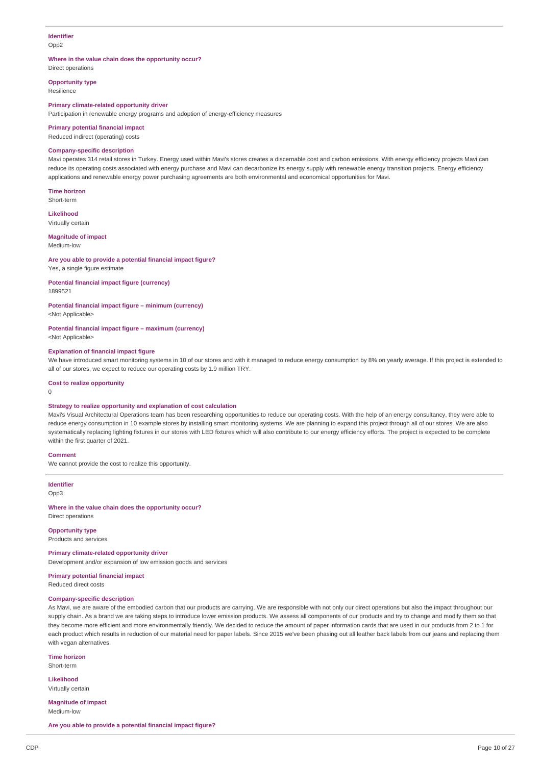**Identifier**
Opp2

**Where in the value chain does the opportunity occur?**
Direct operations

**Opportunity type**
Resilience

**Primary climate-related opportunity driver**
Participation in renewable energy programs and adoption of energy-efficiency measures

**Primary potential financial impact**
Reduced indirect (operating) costs

**Company-specific description**
Mavi operates 314 retail stores in Turkey. Energy used within Mavi's stores creates a discernable cost and carbon emissions. With energy efficiency projects Mavi can reduce its operating costs associated with energy purchase and Mavi can decarbonize its energy supply with renewable energy transition projects. Energy efficiency applications and renewable energy power purchasing agreements are both environmental and economical opportunities for Mavi.

**Time horizon**
Short-term

**Likelihood**
Virtually certain

**Magnitude of impact**
Medium-low

**Are you able to provide a potential financial impact figure?**
Yes, a single figure estimate

**Potential financial impact figure (currency)**
1899521

**Potential financial impact figure – minimum (currency)**
<Not Applicable>

**Potential financial impact figure – maximum (currency)**
<Not Applicable>

**Explanation of financial impact figure**
We have introduced smart monitoring systems in 10 of our stores and with it managed to reduce energy consumption by 8% on yearly average. If this project is extended to all of our stores, we expect to reduce our operating costs by 1.9 million TRY.

**Cost to realize opportunity**
0

**Strategy to realize opportunity and explanation of cost calculation**
Mavi's Visual Architectural Operations team has been researching opportunities to reduce our operating costs. With the help of an energy consultancy, they were able to reduce energy consumption in 10 example stores by installing smart monitoring systems. We are planning to expand this project through all of our stores. We are also systematically replacing lighting fixtures in our stores with LED fixtures which will also contribute to our energy efficiency efforts. The project is expected to be complete within the first quarter of 2021.

**Comment**
We cannot provide the cost to realize this opportunity.

---

**Identifier**
Opp3

**Where in the value chain does the opportunity occur?**
Direct operations

**Opportunity type**
Products and services

**Primary climate-related opportunity driver**
Development and/or expansion of low emission goods and services

**Primary potential financial impact**
Reduced direct costs

**Company-specific description**
As Mavi, we are aware of the embodied carbon that our products are carrying. We are responsible with not only our direct operations but also the impact throughout our supply chain. As a brand we are taking steps to introduce lower emission products. We assess all components of our products and try to change and modify them so that they become more efficient and more environmentally friendly. We decided to reduce the amount of paper information cards that are used in our products from 2 to 1 for each product which results in reduction of our material need for paper labels. Since 2015 we've been phasing out all leather back labels from our jeans and replacing them with vegan alternatives.

**Time horizon**
Short-term

**Likelihood**
Virtually certain

**Magnitude of impact**
Medium-low

**Are you able to provide a potential financial impact figure?**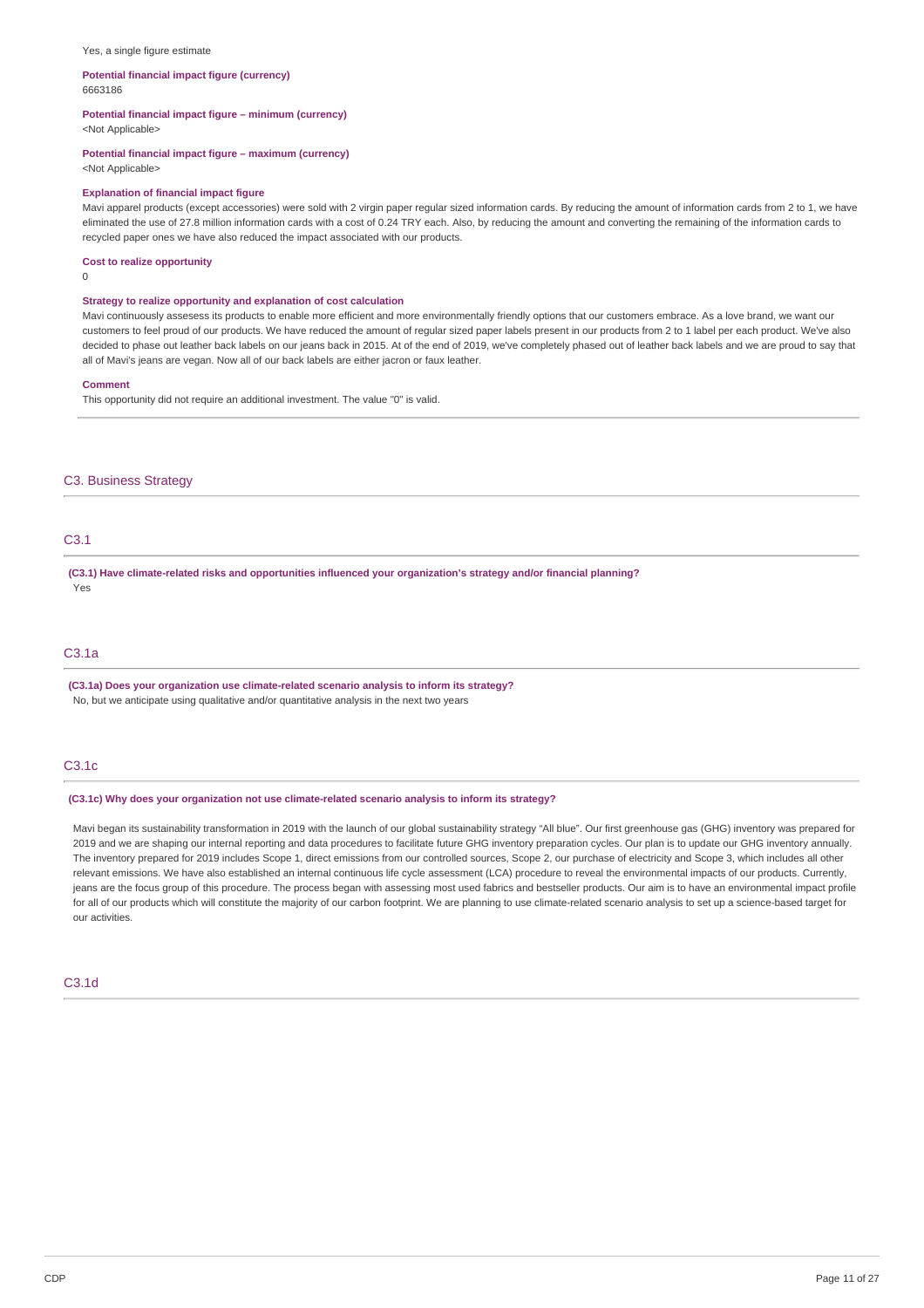Yes, a single figure estimate

**Potential financial impact figure (currency)**
6663186

**Potential financial impact figure – minimum (currency)**
<Not Applicable>

**Potential financial impact figure – maximum (currency)**
<Not Applicable>

**Explanation of financial impact figure**
Mavi apparel products (except accessories) were sold with 2 virgin paper regular sized information cards. By reducing the amount of information cards from 2 to 1, we have eliminated the use of 27.8 million information cards with a cost of 0.24 TRY each. Also, by reducing the amount and converting the remaining of the information cards to recycled paper ones we have also reduced the impact associated with our products.

**Cost to realize opportunity**
0

**Strategy to realize opportunity and explanation of cost calculation**
Mavi continuously assesess its products to enable more efficient and more environmentally friendly options that our customers embrace. As a love brand, we want our customers to feel proud of our products. We have reduced the amount of regular sized paper labels present in our products from 2 to 1 label per each product. We've also decided to phase out leather back labels on our jeans back in 2015. At of the end of 2019, we've completely phased out of leather back labels and we are proud to say that all of Mavi's jeans are vegan. Now all of our back labels are either jacron or faux leather.

**Comment**
This opportunity did not require an additional investment. The value "0" is valid.

## C3. Business Strategy

### C3.1

**(C3.1) Have climate-related risks and opportunities influenced your organization's strategy and/or financial planning?**
Yes

### C3.1a

**(C3.1a) Does your organization use climate-related scenario analysis to inform its strategy?**
No, but we anticipate using qualitative and/or quantitative analysis in the next two years

### C3.1c

**(C3.1c) Why does your organization not use climate-related scenario analysis to inform its strategy?**

Mavi began its sustainability transformation in 2019 with the launch of our global sustainability strategy "All blue". Our first greenhouse gas (GHG) inventory was prepared for 2019 and we are shaping our internal reporting and data procedures to facilitate future GHG inventory preparation cycles. Our plan is to update our GHG inventory annually. The inventory prepared for 2019 includes Scope 1, direct emissions from our controlled sources, Scope 2, our purchase of electricity and Scope 3, which includes all other relevant emissions. We have also established an internal continuous life cycle assessment (LCA) procedure to reveal the environmental impacts of our products. Currently, jeans are the focus group of this procedure. The process began with assessing most used fabrics and bestseller products. Our aim is to have an environmental impact profile for all of our products which will constitute the majority of our carbon footprint. We are planning to use climate-related scenario analysis to set up a science-based target for our activities.

### C3.1d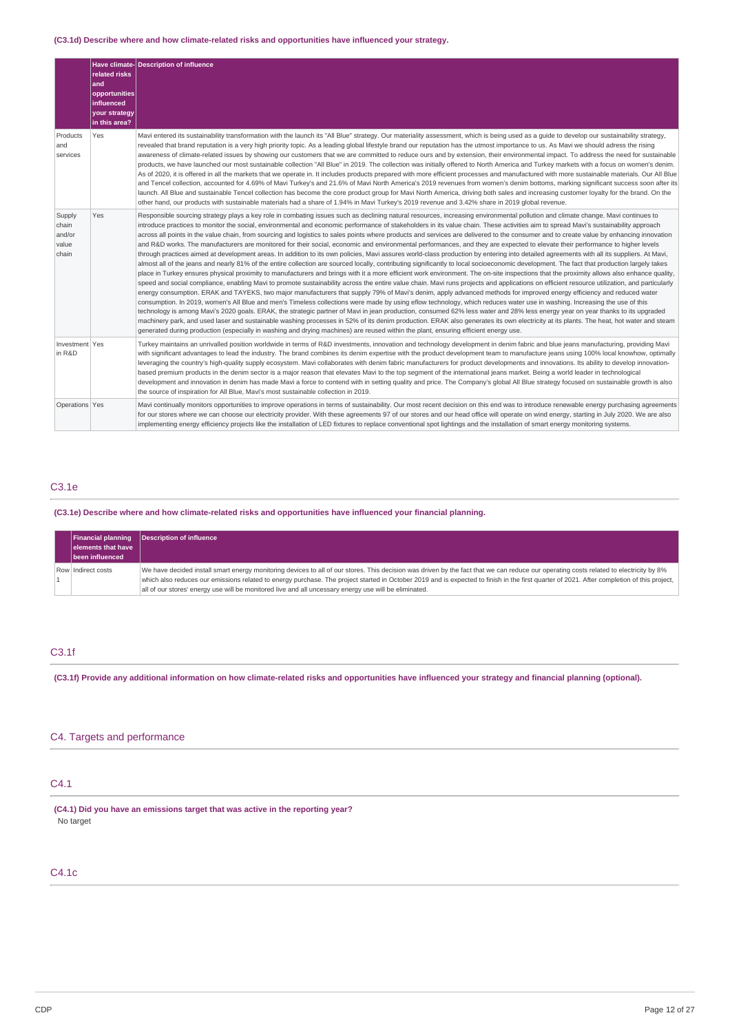**(C3.1d) Describe where and how climate-related risks and opportunities have influenced your strategy.**

| | Have climate-related risks and opportunities influenced your strategy in this area? | Description of influence |
|---|---|---|
| Products and services | Yes | Mavi entered its sustainability transformation with the launch its "All Blue" strategy. Our materiality assessment, which is being used as a guide to develop our sustainability strategy, revealed that brand reputation is a very high priority topic. As a leading global lifestyle brand our reputation has the utmost importance to us. As Mavi we should adress the rising awareness of climate-related issues by showing our customers that we are committed to reduce ours and by extension, their environmental impact. To address the need for sustainable products, we have launched our most sustainable collection "All Blue" in 2019. The collection was initially offered to North America and Turkey markets with a focus on women's denim. As of 2020, it is offered in all the markets that we operate in. It includes products prepared with more efficient processes and manufactured with more sustainable materials. Our All Blue and Tencel collection, accounted for 4.69% of Mavi Turkey's and 21.6% of Mavi North America's 2019 revenues from women's denim bottoms, marking significant success soon after its launch. All Blue and sustainable Tencel collection has become the core product group for Mavi North America, driving both sales and increasing customer loyalty for the brand. On the other hand, our products with sustainable materials had a share of 1.94% in Mavi Turkey's 2019 revenue and 3.42% share in 2019 global revenue. |
| Supply chain and/or value chain | Yes | Responsible sourcing strategy plays a key role in combating issues such as declining natural resources, increasing environmental pollution and climate change. Mavi continues to introduce practices to monitor the social, environmental and economic performance of stakeholders in its value chain. These activities aim to spread Mavi's sustainability approach across all points in the value chain, from sourcing and logistics to sales points where products and services are delivered to the consumer and to create value by enhancing innovation and R&D works. The manufacturers are monitored for their social, economic and environmental performances, and they are expected to elevate their performance to higher levels through practices aimed at development areas. In addition to its own policies, Mavi assures world-class production by entering into detailed agreements with all its suppliers. At Mavi, almost all of the jeans and nearly 81% of the entire collection are sourced locally, contributing significantly to local socioeconomic development. The fact that production largely takes place in Turkey ensures physical proximity to manufacturers and brings with it a more efficient work environment. The on-site inspections that the proximity allows also enhance quality, speed and social compliance, enabling Mavi to promote sustainability across the entire value chain. Mavi runs projects and applications on efficient resource utilization, and particularly energy consumption. ERAK and TAYEKS, two major manufacturers that supply 79% of Mavi's denim, apply advanced methods for improved energy efficiency and reduced water consumption. In 2019, women's All Blue and men's Timeless collections were made by using eflow technology, which reduces water use in washing. Increasing the use of this technology is among Mavi's 2020 goals. ERAK, the strategic partner of Mavi in jean production, consumed 62% less water and 28% less energy year on year thanks to its upgraded machinery park, and used laser and sustainable washing processes in 52% of its denim production. ERAK also generates its own electricity at its plants. The heat, hot water and steam generated during production (especially in washing and drying machines) are reused within the plant, ensuring efficient energy use. |
| Investment in R&D | Yes | Turkey maintains an unrivalled position worldwide in terms of R&D investments, innovation and technology development in denim fabric and blue jeans manufacturing, providing Mavi with significant advantages to lead the industry. The brand combines its denim expertise with the product development team to manufacture jeans using 100% local knowhow, optimally leveraging the country's high-quality supply ecosystem. Mavi collaborates with denim fabric manufacturers for product developments and innovations. Its ability to develop innovation-based premium products in the denim sector is a major reason that elevates Mavi to the top segment of the international jeans market. Being a world leader in technological development and innovation in denim has made Mavi a force to contend with in setting quality and price. The Company's global All Blue strategy focused on sustainable growth is also the source of inspiration for All Blue, Mavi's most sustainable collection in 2019. |
| Operations | Yes | Mavi continually monitors opportunities to improve operations in terms of sustainability. Our most recent decision on this end was to introduce renewable energy purchasing agreements for our stores where we can choose our electricity provider. With these agreements 97 of our stores and our head office will operate on wind energy, starting in July 2020. We are also implementing energy efficiency projects like the installation of LED fixtures to replace conventional spot lightings and the installation of smart energy monitoring systems. |

## C3.1e

**(C3.1e) Describe where and how climate-related risks and opportunities have influenced your financial planning.**

| | Financial planning elements that have been influenced | Description of influence |
|---|---|---|
| Row 1 | Indirect costs | We have decided install smart energy monitoring devices to all of our stores. This decision was driven by the fact that we can reduce our operating costs related to electricity by 8% which also reduces our emissions related to energy purchase. The project started in October 2019 and is expected to finish in the first quarter of 2021. After completion of this project, all of our stores' energy use will be monitored live and all uncessary energy use will be eliminated. |

## C3.1f

**(C3.1f) Provide any additional information on how climate-related risks and opportunities have influenced your strategy and financial planning (optional).**

# C4. Targets and performance

## C4.1

**(C4.1) Did you have an emissions target that was active in the reporting year?**

No target

## C4.1c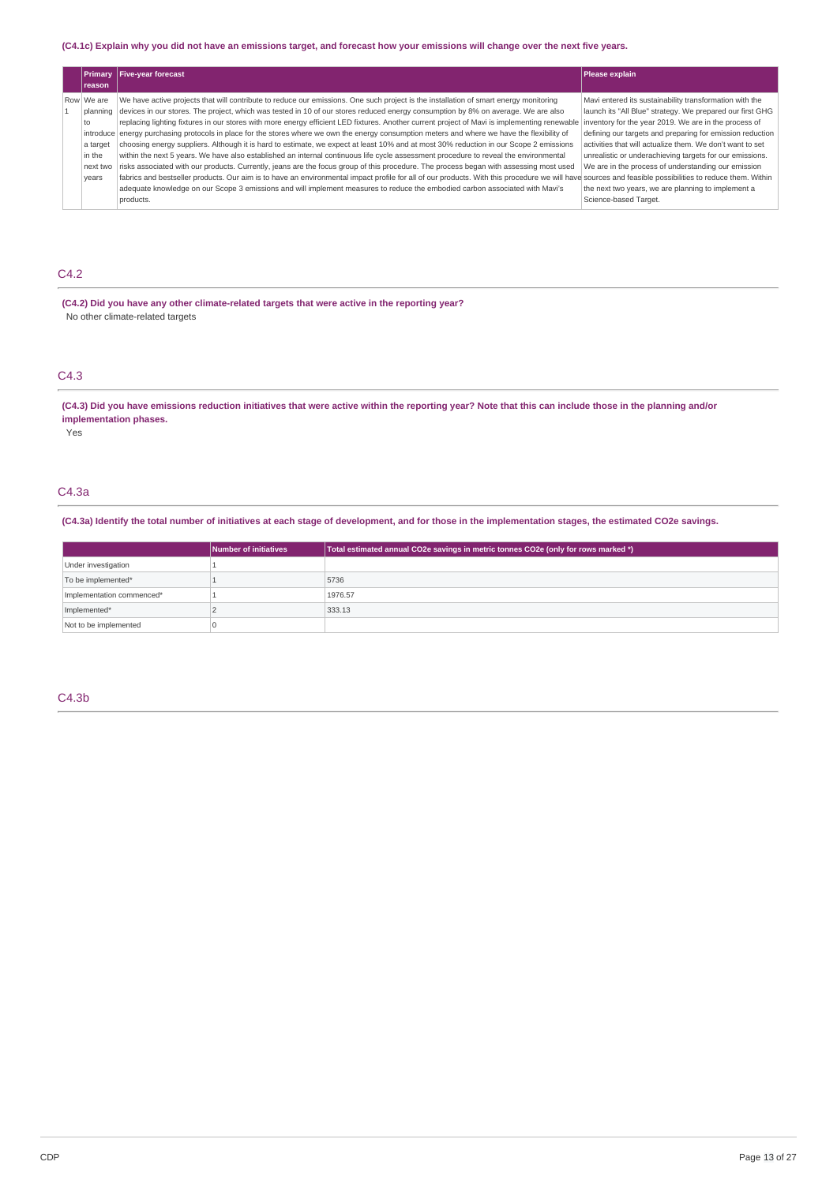(C4.1c) Explain why you did not have an emissions target, and forecast how your emissions will change over the next five years.

| | Primary reason | Five-year forecast | Please explain |
|---|---|---|---|
| Row 1 | We are planning to introduce a target in the next two years | We have active projects that will contribute to reduce our emissions. One such project is the installation of smart energy monitoring devices in our stores. The project, which was tested in 10 of our stores reduced energy consumption by 8% on average. We are also replacing lighting fixtures in our stores with more energy efficient LED fixtures. Another current project of Mavi is implementing renewable energy purchasing protocols in place for the stores where we own the energy consumption meters and where we have the flexibility of choosing energy suppliers. Although it is hard to estimate, we expect at least 10% and at most 30% reduction in our Scope 2 emissions within the next 5 years. We have also established an internal continuous life cycle assessment procedure to reveal the environmental risks associated with our products. Currently, jeans are the focus group of this procedure. The process began with assessing most used fabrics and bestseller products. Our aim is to have an environmental impact profile for all of our products. With this procedure we will have adequate knowledge on our Scope 3 emissions and will implement measures to reduce the embodied carbon associated with Mavi's products. | Mavi entered its sustainability transformation with the launch its "All Blue" strategy. We prepared our first GHG inventory for the year 2019. We are in the process of defining our targets and preparing for emission reduction activities that will actualize them. We don't want to set unrealistic or underachieving targets for our emissions. We are in the process of understanding our emission sources and feasible possibilities to reduce them. Within the next two years, we are planning to implement a Science-based Target. |

## C4.2

**(C4.2) Did you have any other climate-related targets that were active in the reporting year?**

No other climate-related targets

## C4.3

**(C4.3) Did you have emissions reduction initiatives that were active within the reporting year? Note that this can include those in the planning and/or implementation phases.**

Yes

## C4.3a

**(C4.3a) Identify the total number of initiatives at each stage of development, and for those in the implementation stages, the estimated CO2e savings.**

| | Number of initiatives | Total estimated annual CO2e savings in metric tonnes CO2e (only for rows marked *) |
|---|---|---|
| Under investigation | 1 | |
| To be implemented* | 1 | 5736 |
| Implementation commenced* | 1 | 1976.57 |
| Implemented* | 2 | 333.13 |
| Not to be implemented | 0 | |

## C4.3b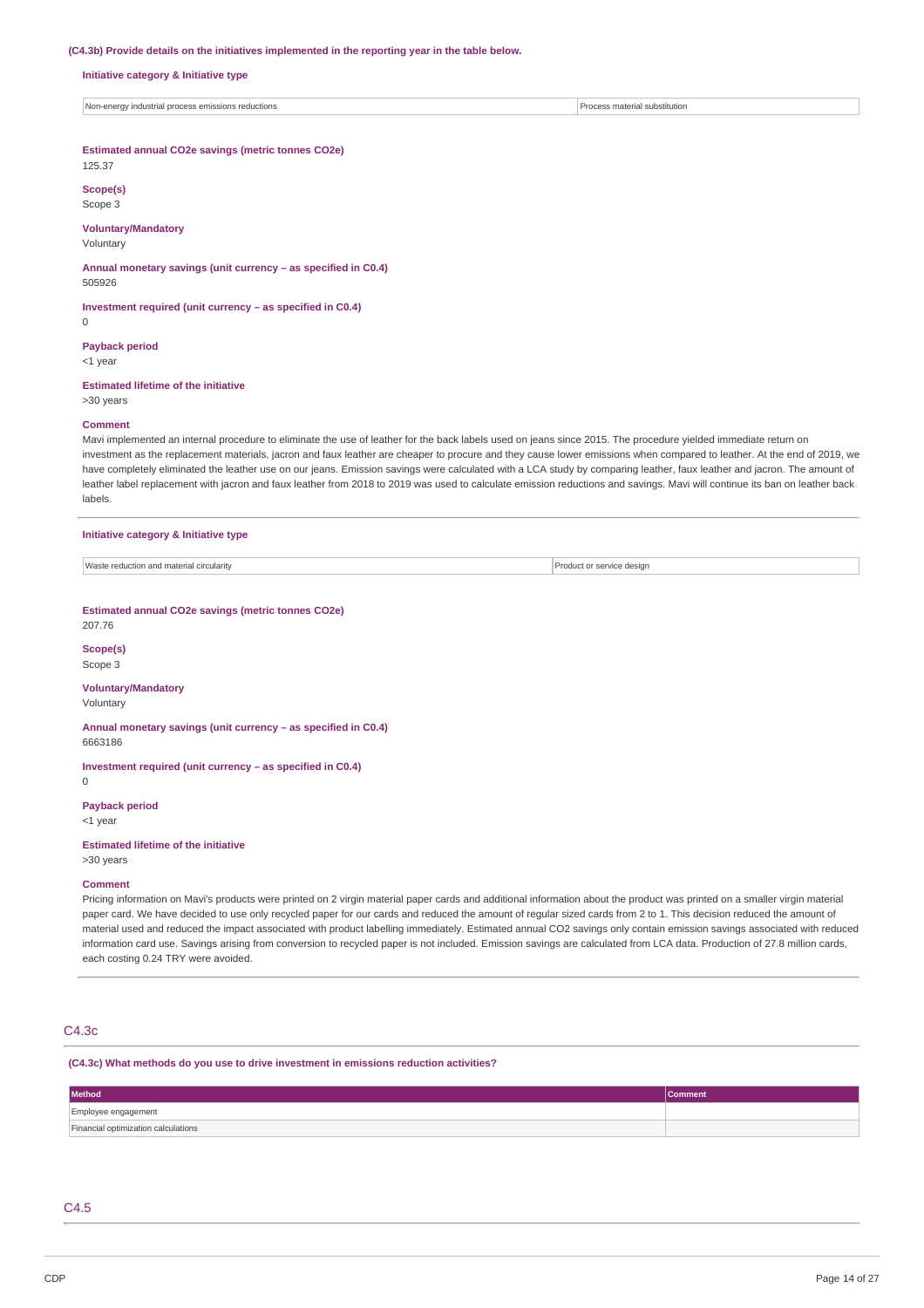**(C4.3b) Provide details on the initiatives implemented in the reporting year in the table below.**

**Initiative category & Initiative type**

| Non-energy industrial process emissions reductions | Process material substitution |
|---|---|

**Estimated annual CO2e savings (metric tonnes CO2e)**
125.37

**Scope(s)**
Scope 3

**Voluntary/Mandatory**
Voluntary

**Annual monetary savings (unit currency – as specified in C0.4)**
505926

**Investment required (unit currency – as specified in C0.4)**
0

**Payback period**
<1 year

**Estimated lifetime of the initiative**
>30 years

**Comment**
Mavi implemented an internal procedure to eliminate the use of leather for the back labels used on jeans since 2015. The procedure yielded immediate return on investment as the replacement materials, jacron and faux leather are cheaper to procure and they cause lower emissions when compared to leather. At the end of 2019, we have completely eliminated the leather use on our jeans. Emission savings were calculated with a LCA study by comparing leather, faux leather and jacron. The amount of leather label replacement with jacron and faux leather from 2018 to 2019 was used to calculate emission reductions and savings. Mavi will continue its ban on leather back labels.

**Initiative category & Initiative type**

| Waste reduction and material circularity | Product or service design |
|---|---|

**Estimated annual CO2e savings (metric tonnes CO2e)**
207.76

**Scope(s)**
Scope 3

**Voluntary/Mandatory**
Voluntary

**Annual monetary savings (unit currency – as specified in C0.4)**
6663186

**Investment required (unit currency – as specified in C0.4)**
0

**Payback period**
<1 year

**Estimated lifetime of the initiative**
>30 years

**Comment**
Pricing information on Mavi's products were printed on 2 virgin material paper cards and additional information about the product was printed on a smaller virgin material paper card. We have decided to use only recycled paper for our cards and reduced the amount of regular sized cards from 2 to 1. This decision reduced the amount of material used and reduced the impact associated with product labelling immediately. Estimated annual CO2 savings only contain emission savings associated with reduced information card use. Savings arising from conversion to recycled paper is not included. Emission savings are calculated from LCA data. Production of 27.8 million cards, each costing 0.24 TRY were avoided.

## C4.3c

**(C4.3c) What methods do you use to drive investment in emissions reduction activities?**

| Method | Comment |
|---|---|
| Employee engagement | |
| Financial optimization calculations | |

## C4.5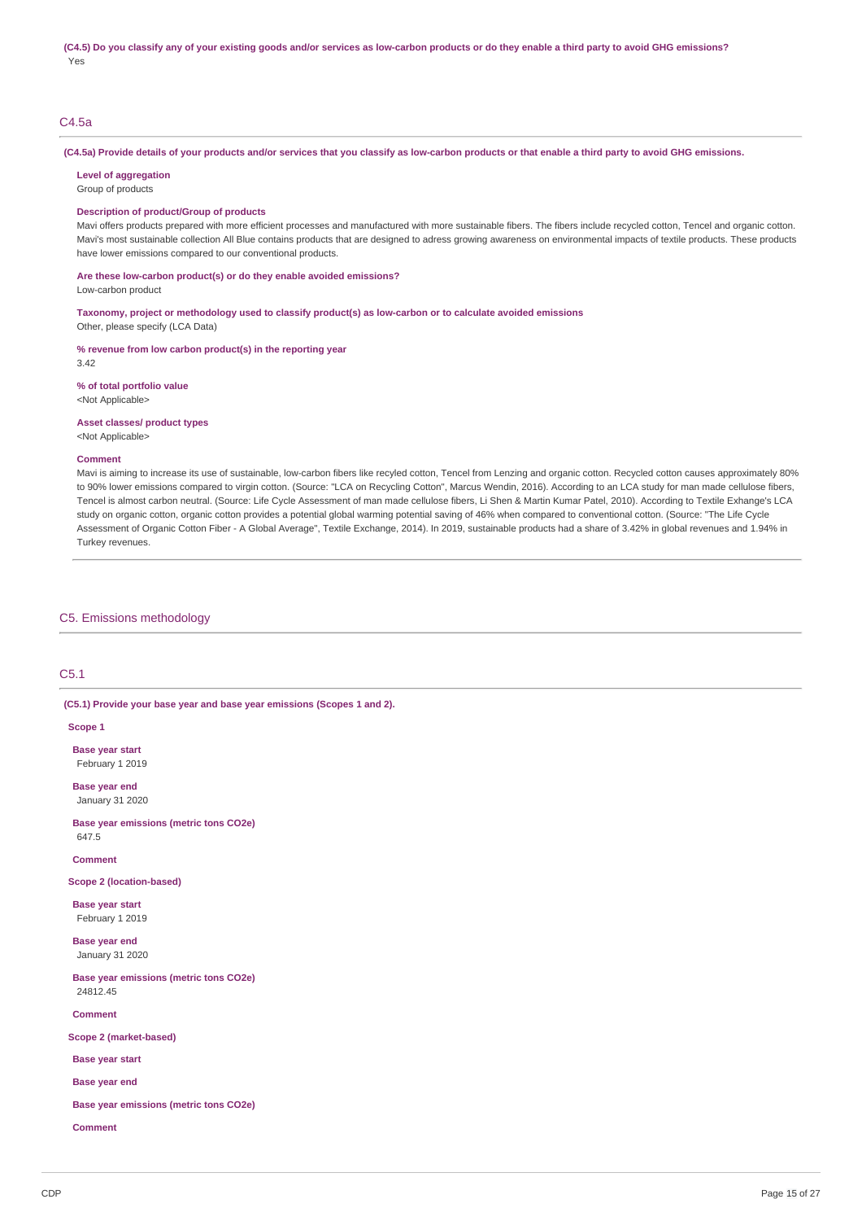**(C4.5) Do you classify any of your existing goods and/or services as low-carbon products or do they enable a third party to avoid GHG emissions?**

Yes

## C4.5a

**(C4.5a) Provide details of your products and/or services that you classify as low-carbon products or that enable a third party to avoid GHG emissions.**

**Level of aggregation**

Group of products

**Description of product/Group of products**

Mavi offers products prepared with more efficient processes and manufactured with more sustainable fibers. The fibers include recycled cotton, Tencel and organic cotton. Mavi's most sustainable collection All Blue contains products that are designed to adress growing awareness on environmental impacts of textile products. These products have lower emissions compared to our conventional products.

**Are these low-carbon product(s) or do they enable avoided emissions?**

Low-carbon product

**Taxonomy, project or methodology used to classify product(s) as low-carbon or to calculate avoided emissions**

Other, please specify (LCA Data)

**% revenue from low carbon product(s) in the reporting year**

3.42

**% of total portfolio value**

<Not Applicable>

**Asset classes/ product types**

<Not Applicable>

**Comment**

Mavi is aiming to increase its use of sustainable, low-carbon fibers like recyled cotton, Tencel from Lenzing and organic cotton. Recycled cotton causes approximately 80% to 90% lower emissions compared to virgin cotton. (Source: "LCA on Recycling Cotton", Marcus Wendin, 2016). According to an LCA study for man made cellulose fibers, Tencel is almost carbon neutral. (Source: Life Cycle Assessment of man made cellulose fibers, Li Shen & Martin Kumar Patel, 2010). According to Textile Exhange's LCA study on organic cotton, organic cotton provides a potential global warming potential saving of 46% when compared to conventional cotton. (Source: "The Life Cycle Assessment of Organic Cotton Fiber - A Global Average", Textile Exchange, 2014). In 2019, sustainable products had a share of 3.42% in global revenues and 1.94% in Turkey revenues.

# C5. Emissions methodology

## C5.1

**(C5.1) Provide your base year and base year emissions (Scopes 1 and 2).**

**Scope 1**

**Base year start**

February 1 2019

**Base year end**

January 31 2020

**Base year emissions (metric tons CO2e)**

647.5

**Comment**

**Scope 2 (location-based)**

**Base year start**

February 1 2019

**Base year end**

January 31 2020

**Base year emissions (metric tons CO2e)**

24812.45

**Comment**

**Scope 2 (market-based)**

**Base year start**

**Base year end**

**Base year emissions (metric tons CO2e)**

**Comment**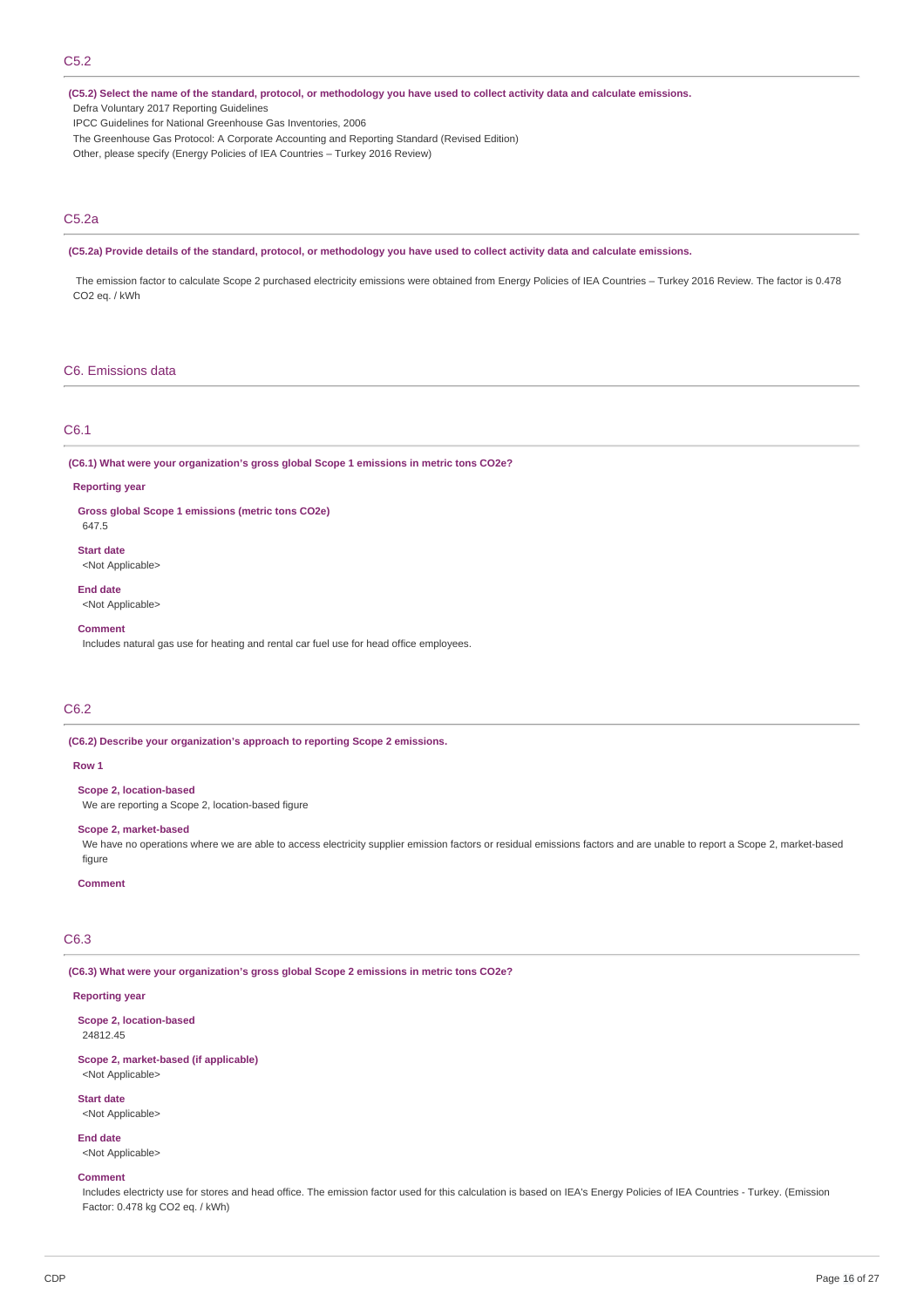## C5.2

**(C5.2) Select the name of the standard, protocol, or methodology you have used to collect activity data and calculate emissions.**

Defra Voluntary 2017 Reporting Guidelines

IPCC Guidelines for National Greenhouse Gas Inventories, 2006

The Greenhouse Gas Protocol: A Corporate Accounting and Reporting Standard (Revised Edition)

Other, please specify (Energy Policies of IEA Countries – Turkey 2016 Review)

## C5.2a

**(C5.2a) Provide details of the standard, protocol, or methodology you have used to collect activity data and calculate emissions.**

The emission factor to calculate Scope 2 purchased electricity emissions were obtained from Energy Policies of IEA Countries – Turkey 2016 Review. The factor is 0.478 CO2 eq. / kWh

# C6. Emissions data

## C6.1

**(C6.1) What were your organization's gross global Scope 1 emissions in metric tons CO2e?**

**Reporting year**

**Gross global Scope 1 emissions (metric tons CO2e)**
647.5

**Start date**
<Not Applicable>

**End date**
<Not Applicable>

**Comment**
Includes natural gas use for heating and rental car fuel use for head office employees.

## C6.2

**(C6.2) Describe your organization's approach to reporting Scope 2 emissions.**

**Row 1**

**Scope 2, location-based**
We are reporting a Scope 2, location-based figure

**Scope 2, market-based**
We have no operations where we are able to access electricity supplier emission factors or residual emissions factors and are unable to report a Scope 2, market-based figure

**Comment**

## C6.3

**(C6.3) What were your organization's gross global Scope 2 emissions in metric tons CO2e?**

**Reporting year**

**Scope 2, location-based**
24812.45

**Scope 2, market-based (if applicable)**
<Not Applicable>

**Start date**
<Not Applicable>

**End date**
<Not Applicable>

**Comment**
Includes electricty use for stores and head office. The emission factor used for this calculation is based on IEA's Energy Policies of IEA Countries - Turkey. (Emission Factor: 0.478 kg CO2 eq. / kWh)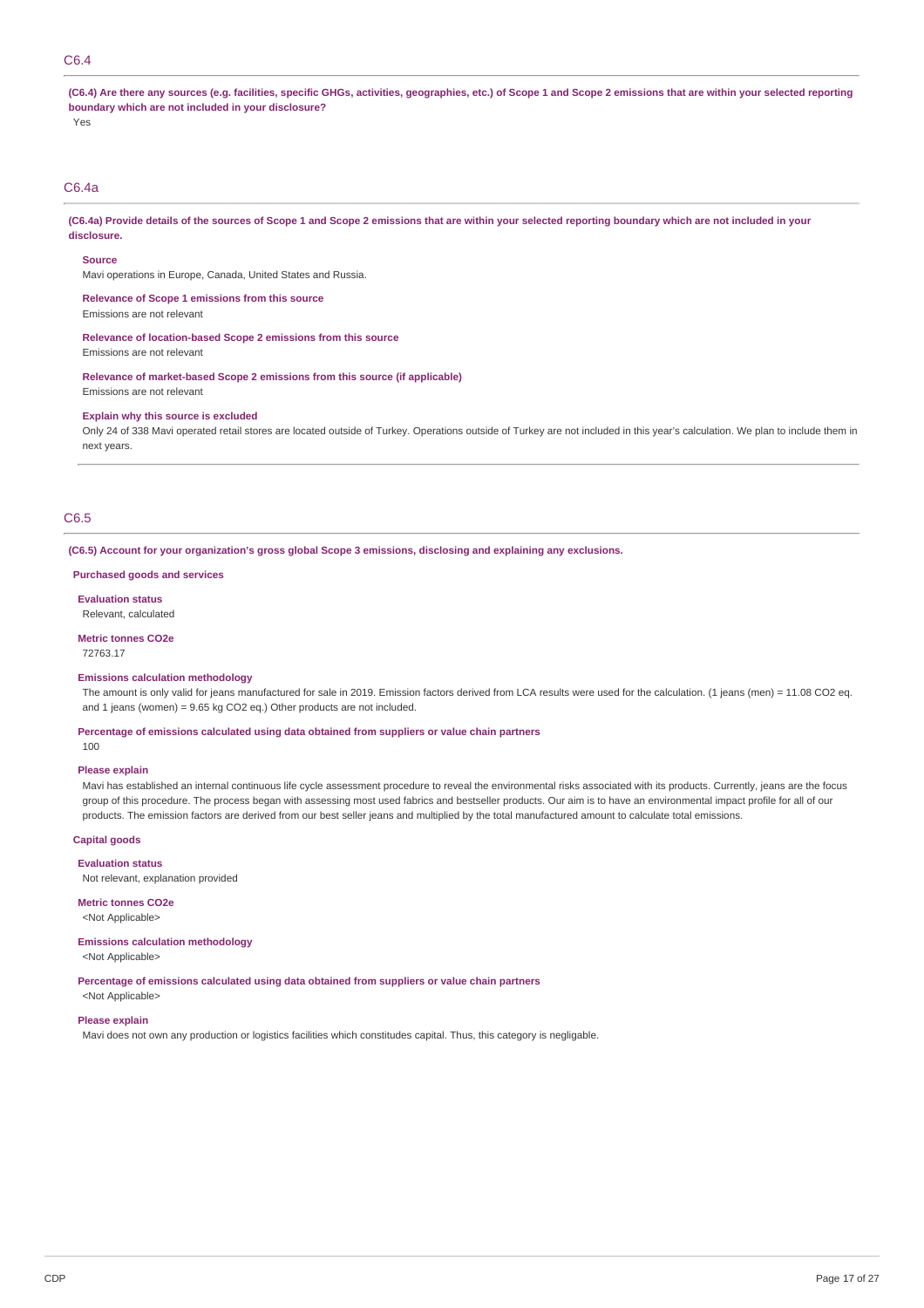## C6.4

**(C6.4) Are there any sources (e.g. facilities, specific GHGs, activities, geographies, etc.) of Scope 1 and Scope 2 emissions that are within your selected reporting boundary which are not included in your disclosure?**

Yes

## C6.4a

**(C6.4a) Provide details of the sources of Scope 1 and Scope 2 emissions that are within your selected reporting boundary which are not included in your disclosure.**

**Source**

Mavi operations in Europe, Canada, United States and Russia.

**Relevance of Scope 1 emissions from this source**

Emissions are not relevant

**Relevance of location-based Scope 2 emissions from this source**

Emissions are not relevant

**Relevance of market-based Scope 2 emissions from this source (if applicable)**

Emissions are not relevant

**Explain why this source is excluded**

Only 24 of 338 Mavi operated retail stores are located outside of Turkey. Operations outside of Turkey are not included in this year's calculation. We plan to include them in next years.

## C6.5

**(C6.5) Account for your organization's gross global Scope 3 emissions, disclosing and explaining any exclusions.**

**Purchased goods and services**

**Evaluation status**

Relevant, calculated

**Metric tonnes CO2e**

72763.17

**Emissions calculation methodology**

The amount is only valid for jeans manufactured for sale in 2019. Emission factors derived from LCA results were used for the calculation. (1 jeans (men) = 11.08 CO2 eq. and 1 jeans (women) = 9.65 kg CO2 eq.) Other products are not included.

**Percentage of emissions calculated using data obtained from suppliers or value chain partners**

100

**Please explain**

Mavi has established an internal continuous life cycle assessment procedure to reveal the environmental risks associated with its products. Currently, jeans are the focus group of this procedure. The process began with assessing most used fabrics and bestseller products. Our aim is to have an environmental impact profile for all of our products. The emission factors are derived from our best seller jeans and multiplied by the total manufactured amount to calculate total emissions.

**Capital goods**

**Evaluation status**

Not relevant, explanation provided

**Metric tonnes CO2e**

<Not Applicable>

**Emissions calculation methodology**

<Not Applicable>

**Percentage of emissions calculated using data obtained from suppliers or value chain partners**

<Not Applicable>

**Please explain**

Mavi does not own any production or logistics facilities which constitudes capital. Thus, this category is negligable.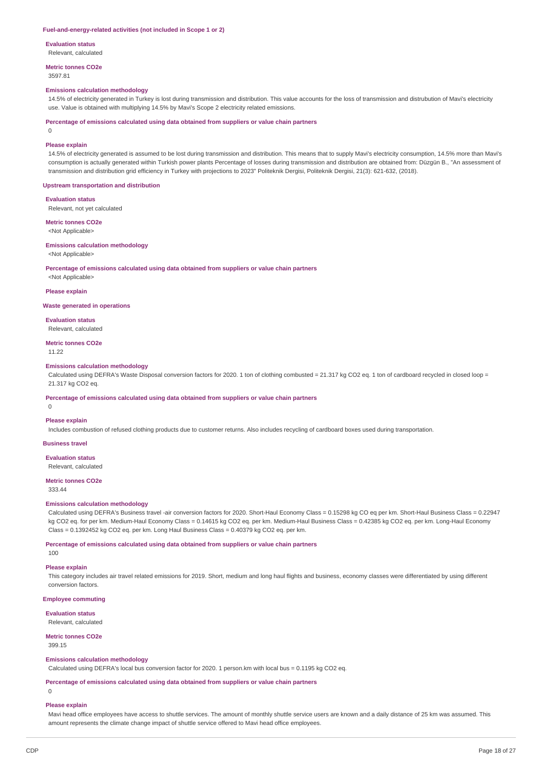### Fuel-and-energy-related activities (not included in Scope 1 or 2)

**Evaluation status**

Relevant, calculated

**Metric tonnes CO2e**

3597.81

**Emissions calculation methodology**

14.5% of electricity generated in Turkey is lost during transmission and distribution. This value accounts for the loss of transmission and distrubution of Mavi's electricity use. Value is obtained with multiplying 14.5% by Mavi's Scope 2 electricity related emissions.

**Percentage of emissions calculated using data obtained from suppliers or value chain partners**

0

**Please explain**

14.5% of electricity generated is assumed to be lost during transmission and distribution. This means that to supply Mavi's electricity consumption, 14.5% more than Mavi's consumption is actually generated within Turkish power plants Percentage of losses during transmission and distribution are obtained from: Düzgün B., "An assessment of transmission and distribution grid efficiency in Turkey with projections to 2023" Politeknik Dergisi, Politeknik Dergisi, 21(3): 621-632, (2018).

### Upstream transportation and distribution

**Evaluation status**

Relevant, not yet calculated

**Metric tonnes CO2e**

<Not Applicable>

**Emissions calculation methodology**

<Not Applicable>

**Percentage of emissions calculated using data obtained from suppliers or value chain partners**

<Not Applicable>

**Please explain**

### Waste generated in operations

**Evaluation status**

Relevant, calculated

**Metric tonnes CO2e**

11.22

**Emissions calculation methodology**

Calculated using DEFRA's Waste Disposal conversion factors for 2020. 1 ton of clothing combusted = 21.317 kg CO2 eq. 1 ton of cardboard recycled in closed loop = 21.317 kg CO2 eq.

**Percentage of emissions calculated using data obtained from suppliers or value chain partners**

0

**Please explain**

Includes combustion of refused clothing products due to customer returns. Also includes recycling of cardboard boxes used during transportation.

### Business travel

**Evaluation status**

Relevant, calculated

**Metric tonnes CO2e**

333.44

**Emissions calculation methodology**

Calculated using DEFRA's Business travel -air conversion factors for 2020. Short-Haul Economy Class = 0.15298 kg CO eq per km. Short-Haul Business Class = 0.22947 kg CO2 eq. for per km. Medium-Haul Economy Class = 0.14615 kg CO2 eq. per km. Medium-Haul Business Class = 0.42385 kg CO2 eq. per km. Long-Haul Economy Class = 0.1392452 kg CO2 eq. per km. Long Haul Business Class = 0.40379 kg CO2 eq. per km.

**Percentage of emissions calculated using data obtained from suppliers or value chain partners**

100

**Please explain**

This category includes air travel related emissions for 2019. Short, medium and long haul flights and business, economy classes were differentiated by using different conversion factors.

### Employee commuting

**Evaluation status**

Relevant, calculated

**Metric tonnes CO2e**

399.15

**Emissions calculation methodology**

Calculated using DEFRA's local bus conversion factor for 2020. 1 person.km with local bus = 0.1195 kg CO2 eq.

**Percentage of emissions calculated using data obtained from suppliers or value chain partners**

0

**Please explain**

Mavi head office employees have access to shuttle services. The amount of monthly shuttle service users are known and a daily distance of 25 km was assumed. This amount represents the climate change impact of shuttle service offered to Mavi head office employees.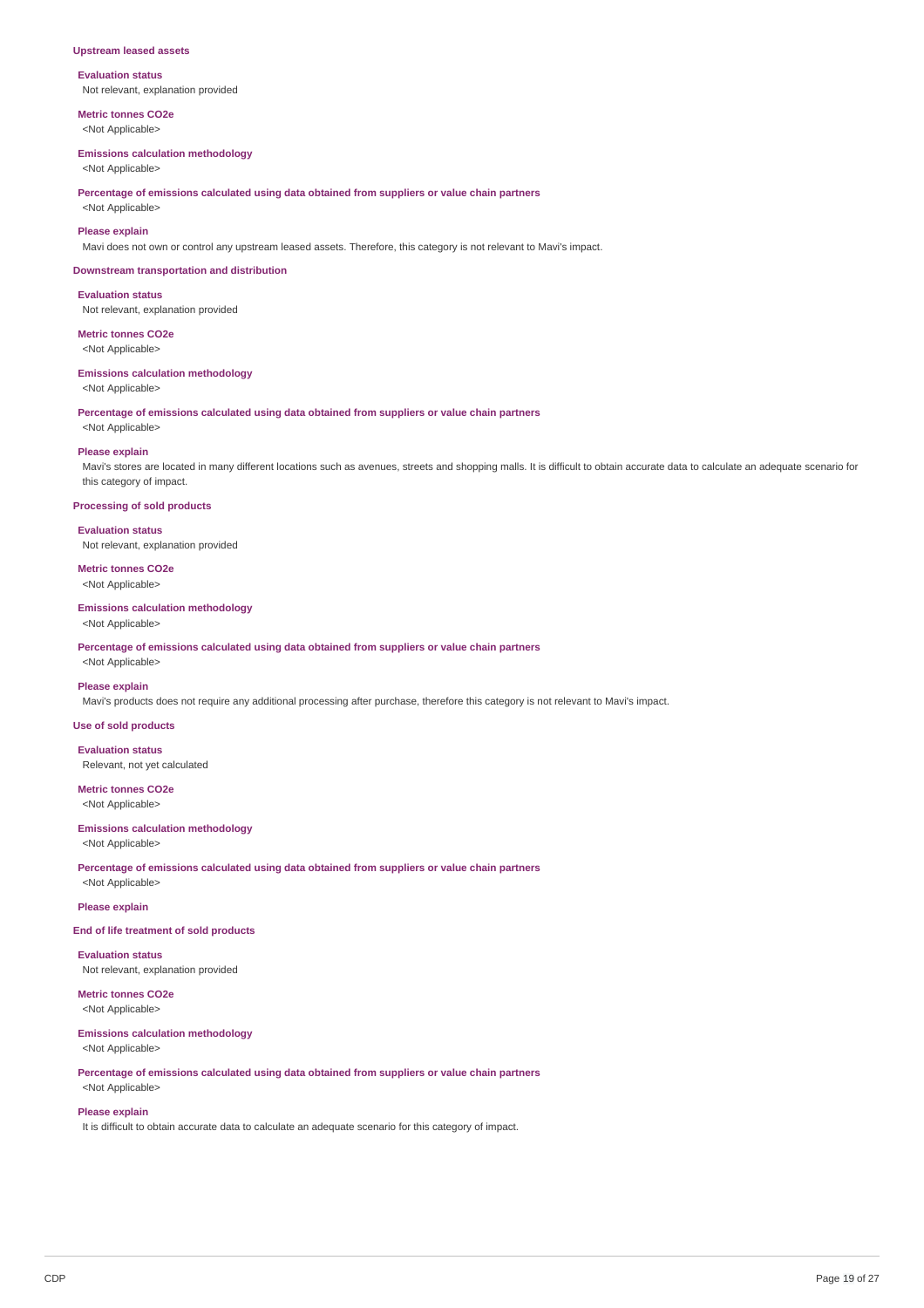### Upstream leased assets

**Evaluation status**
Not relevant, explanation provided

**Metric tonnes CO2e**
<Not Applicable>

**Emissions calculation methodology**
<Not Applicable>

**Percentage of emissions calculated using data obtained from suppliers or value chain partners**
<Not Applicable>

**Please explain**
Mavi does not own or control any upstream leased assets. Therefore, this category is not relevant to Mavi's impact.

### Downstream transportation and distribution

**Evaluation status**
Not relevant, explanation provided

**Metric tonnes CO2e**
<Not Applicable>

**Emissions calculation methodology**
<Not Applicable>

**Percentage of emissions calculated using data obtained from suppliers or value chain partners**
<Not Applicable>

**Please explain**
Mavi's stores are located in many different locations such as avenues, streets and shopping malls. It is difficult to obtain accurate data to calculate an adequate scenario for this category of impact.

### Processing of sold products

**Evaluation status**
Not relevant, explanation provided

**Metric tonnes CO2e**
<Not Applicable>

**Emissions calculation methodology**
<Not Applicable>

**Percentage of emissions calculated using data obtained from suppliers or value chain partners**
<Not Applicable>

**Please explain**
Mavi's products does not require any additional processing after purchase, therefore this category is not relevant to Mavi's impact.

### Use of sold products

**Evaluation status**
Relevant, not yet calculated

**Metric tonnes CO2e**
<Not Applicable>

**Emissions calculation methodology**
<Not Applicable>

**Percentage of emissions calculated using data obtained from suppliers or value chain partners**
<Not Applicable>

**Please explain**

### End of life treatment of sold products

**Evaluation status**
Not relevant, explanation provided

**Metric tonnes CO2e**
<Not Applicable>

**Emissions calculation methodology**
<Not Applicable>

**Percentage of emissions calculated using data obtained from suppliers or value chain partners**
<Not Applicable>

**Please explain**
It is difficult to obtain accurate data to calculate an adequate scenario for this category of impact.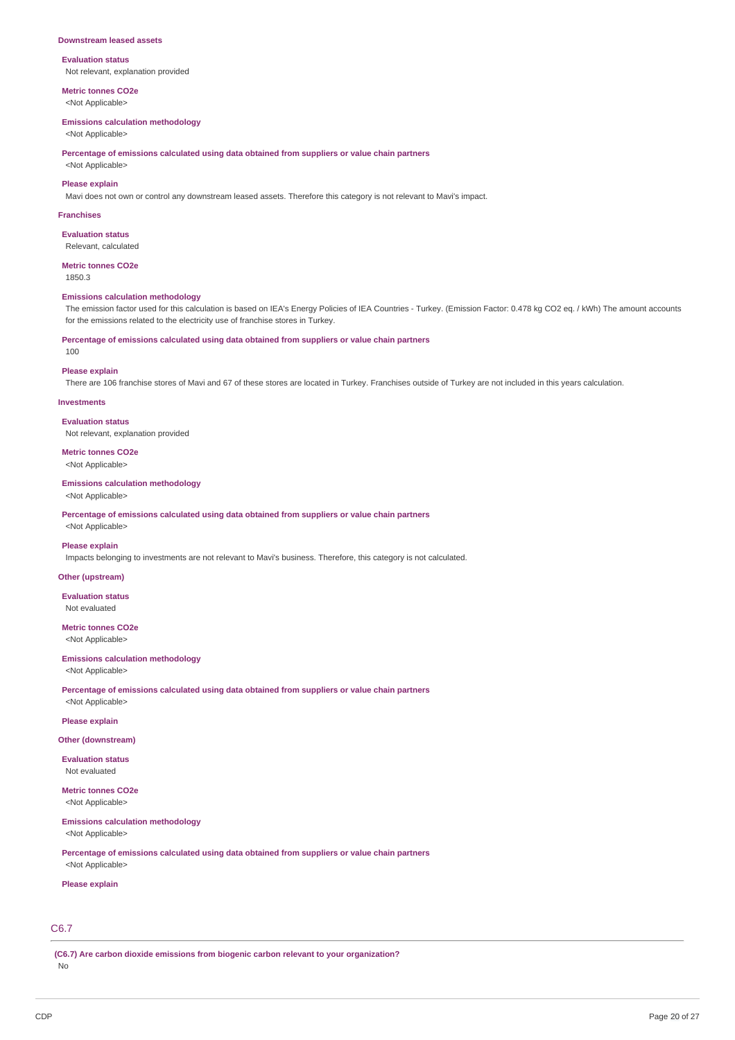### Downstream leased assets

**Evaluation status**

Not relevant, explanation provided

**Metric tonnes CO2e**

<Not Applicable>

**Emissions calculation methodology**

<Not Applicable>

**Percentage of emissions calculated using data obtained from suppliers or value chain partners**

<Not Applicable>

**Please explain**

Mavi does not own or control any downstream leased assets. Therefore this category is not relevant to Mavi's impact.

### Franchises

**Evaluation status**

Relevant, calculated

**Metric tonnes CO2e**

1850.3

**Emissions calculation methodology**

The emission factor used for this calculation is based on IEA's Energy Policies of IEA Countries - Turkey. (Emission Factor: 0.478 kg CO2 eq. / kWh) The amount accounts for the emissions related to the electricity use of franchise stores in Turkey.

**Percentage of emissions calculated using data obtained from suppliers or value chain partners**

100

**Please explain**

There are 106 franchise stores of Mavi and 67 of these stores are located in Turkey. Franchises outside of Turkey are not included in this years calculation.

### Investments

**Evaluation status**

Not relevant, explanation provided

**Metric tonnes CO2e**

<Not Applicable>

**Emissions calculation methodology**

<Not Applicable>

**Percentage of emissions calculated using data obtained from suppliers or value chain partners**

<Not Applicable>

**Please explain**

Impacts belonging to investments are not relevant to Mavi's business. Therefore, this category is not calculated.

### Other (upstream)

**Evaluation status**

Not evaluated

**Metric tonnes CO2e**

<Not Applicable>

**Emissions calculation methodology**

<Not Applicable>

**Percentage of emissions calculated using data obtained from suppliers or value chain partners**

<Not Applicable>

**Please explain**

### Other (downstream)

**Evaluation status**

Not evaluated

**Metric tonnes CO2e**

<Not Applicable>

**Emissions calculation methodology**

<Not Applicable>

**Percentage of emissions calculated using data obtained from suppliers or value chain partners**

<Not Applicable>

**Please explain**

## C6.7

**(C6.7) Are carbon dioxide emissions from biogenic carbon relevant to your organization?**

No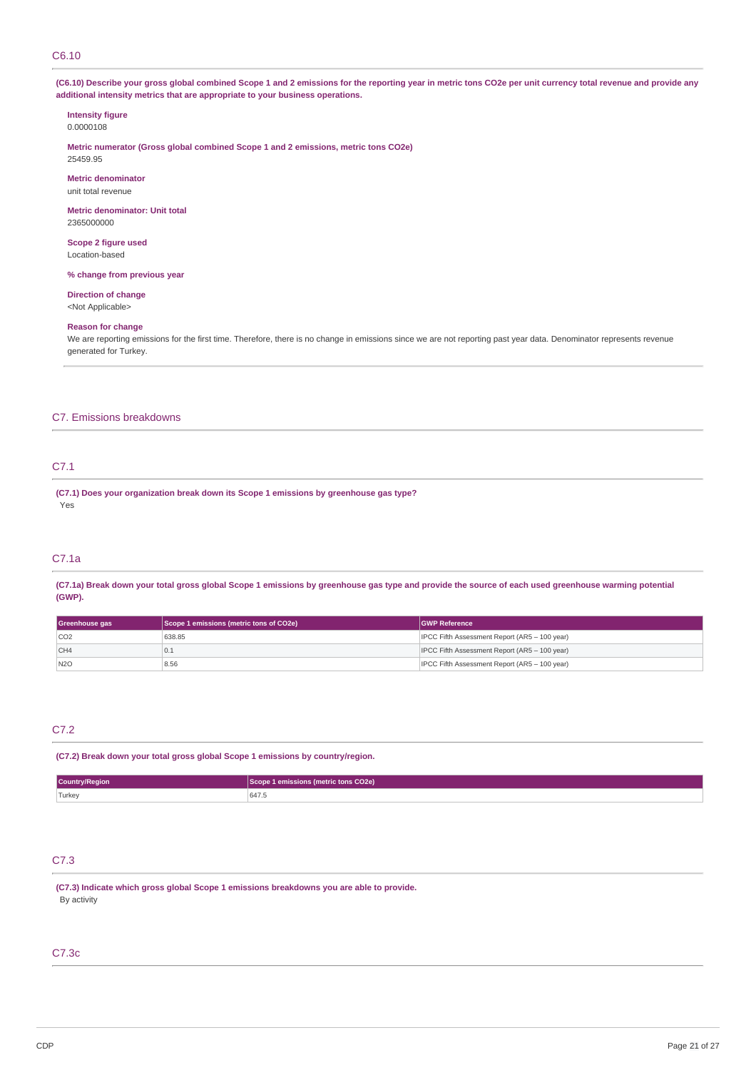## C6.10

**(C6.10) Describe your gross global combined Scope 1 and 2 emissions for the reporting year in metric tons CO2e per unit currency total revenue and provide any additional intensity metrics that are appropriate to your business operations.**

**Intensity figure**
0.0000108

**Metric numerator (Gross global combined Scope 1 and 2 emissions, metric tons CO2e)**
25459.95

**Metric denominator**
unit total revenue

**Metric denominator: Unit total**
2365000000

**Scope 2 figure used**
Location-based

**% change from previous year**

**Direction of change**
<Not Applicable>

**Reason for change**
We are reporting emissions for the first time. Therefore, there is no change in emissions since we are not reporting past year data. Denominator represents revenue generated for Turkey.

# C7. Emissions breakdowns

## C7.1

**(C7.1) Does your organization break down its Scope 1 emissions by greenhouse gas type?**
Yes

## C7.1a

**(C7.1a) Break down your total gross global Scope 1 emissions by greenhouse gas type and provide the source of each used greenhouse warming potential (GWP).**

| Greenhouse gas | Scope 1 emissions (metric tons of CO2e) | GWP Reference |
|---|---|---|
| CO2 | 638.85 | IPCC Fifth Assessment Report (AR5 – 100 year) |
| CH4 | 0.1 | IPCC Fifth Assessment Report (AR5 – 100 year) |
| N2O | 8.56 | IPCC Fifth Assessment Report (AR5 – 100 year) |

## C7.2

**(C7.2) Break down your total gross global Scope 1 emissions by country/region.**

| Country/Region | Scope 1 emissions (metric tons CO2e) |
|---|---|
| Turkey | 647.5 |

## C7.3

**(C7.3) Indicate which gross global Scope 1 emissions breakdowns you are able to provide.**
By activity

## C7.3c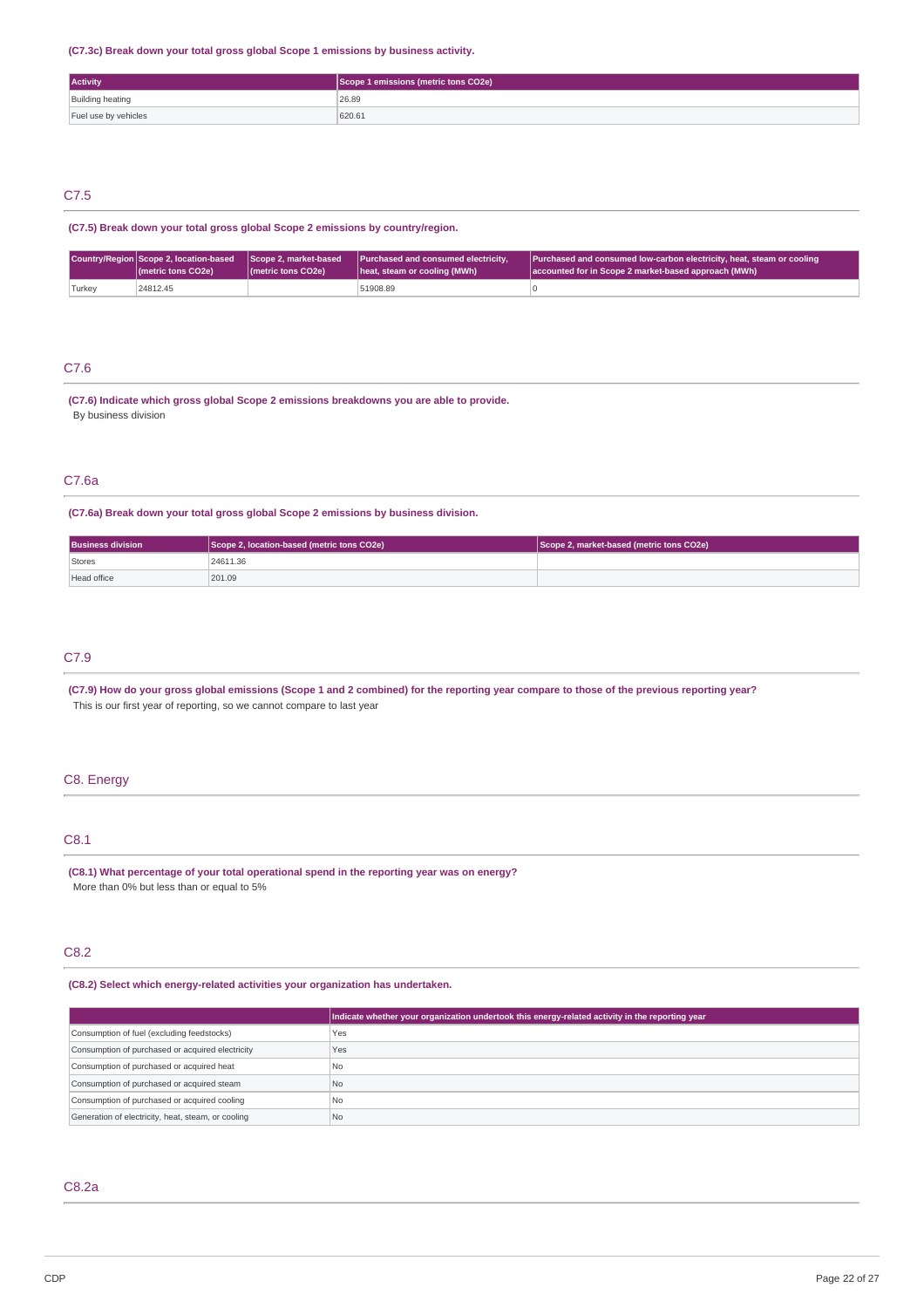**(C7.3c) Break down your total gross global Scope 1 emissions by business activity.**

| Activity | Scope 1 emissions (metric tons CO2e) |
| --- | --- |
| Building heating | 26.89 |
| Fuel use by vehicles | 620.61 |

## C7.5

**(C7.5) Break down your total gross global Scope 2 emissions by country/region.**

| Country/Region | Scope 2, location-based (metric tons CO2e) | Scope 2, market-based (metric tons CO2e) | Purchased and consumed electricity, heat, steam or cooling (MWh) | Purchased and consumed low-carbon electricity, heat, steam or cooling accounted for in Scope 2 market-based approach (MWh) |
| --- | --- | --- | --- | --- |
| Turkey | 24812.45 | | 51908.89 | 0 |

## C7.6

**(C7.6) Indicate which gross global Scope 2 emissions breakdowns you are able to provide.**

By business division

## C7.6a

**(C7.6a) Break down your total gross global Scope 2 emissions by business division.**

| Business division | Scope 2, location-based (metric tons CO2e) | Scope 2, market-based (metric tons CO2e) |
| --- | --- | --- |
| Stores | 24611.36 | |
| Head office | 201.09 | |

## C7.9

**(C7.9) How do your gross global emissions (Scope 1 and 2 combined) for the reporting year compare to those of the previous reporting year?**

This is our first year of reporting, so we cannot compare to last year

# C8. Energy

## C8.1

**(C8.1) What percentage of your total operational spend in the reporting year was on energy?**

More than 0% but less than or equal to 5%

## C8.2

**(C8.2) Select which energy-related activities your organization has undertaken.**

| | Indicate whether your organization undertook this energy-related activity in the reporting year |
| --- | --- |
| Consumption of fuel (excluding feedstocks) | Yes |
| Consumption of purchased or acquired electricity | Yes |
| Consumption of purchased or acquired heat | No |
| Consumption of purchased or acquired steam | No |
| Consumption of purchased or acquired cooling | No |
| Generation of electricity, heat, steam, or cooling | No |

## C8.2a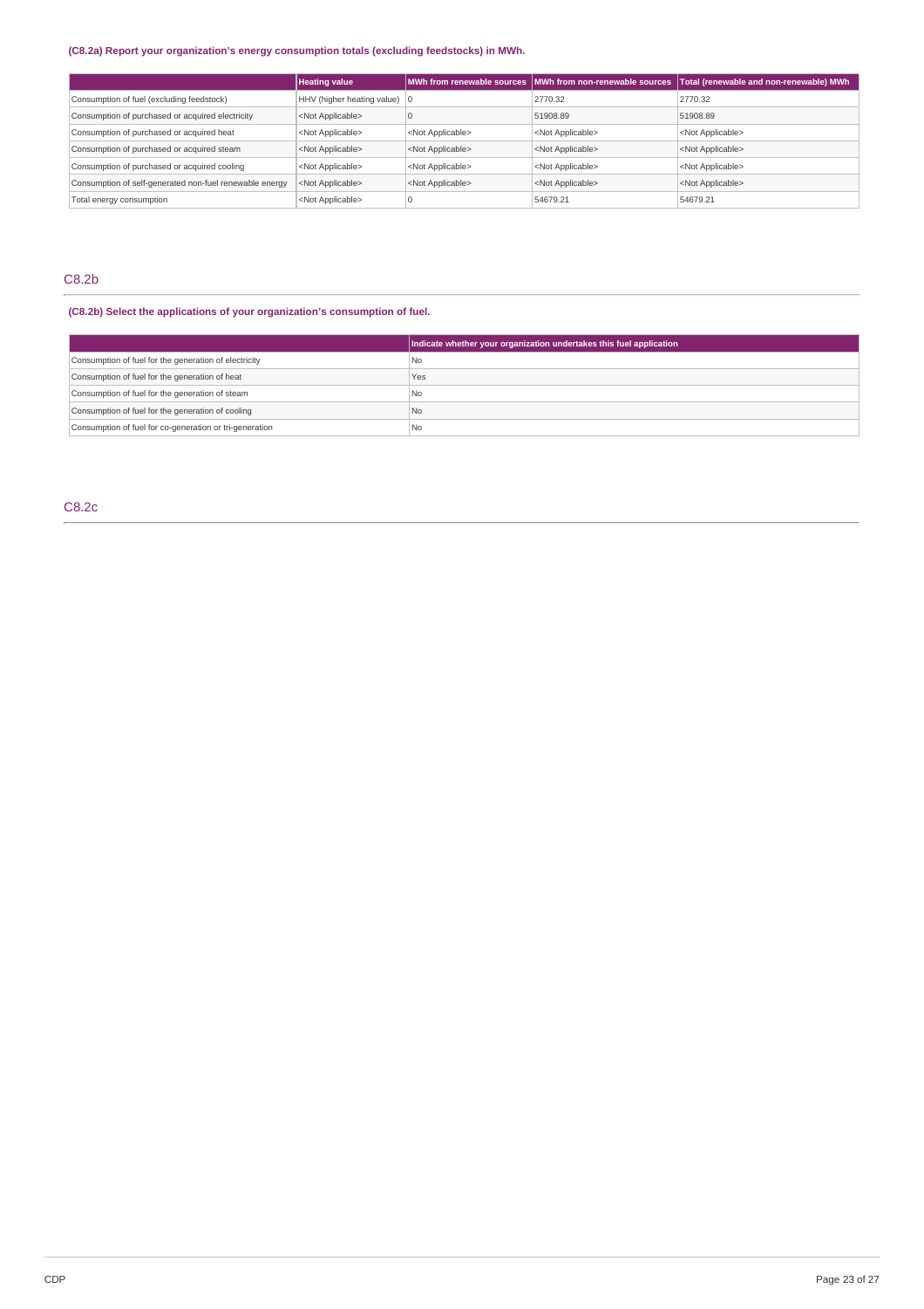**(C8.2a) Report your organization's energy consumption totals (excluding feedstocks) in MWh.**

| | Heating value | MWh from renewable sources | MWh from non-renewable sources | Total (renewable and non-renewable) MWh |
|---|---|---|---|---|
| Consumption of fuel (excluding feedstock) | HHV (higher heating value) | 0 | 2770.32 | 2770.32 |
| Consumption of purchased or acquired electricity | <Not Applicable> | 0 | 51908.89 | 51908.89 |
| Consumption of purchased or acquired heat | <Not Applicable> | <Not Applicable> | <Not Applicable> | <Not Applicable> |
| Consumption of purchased or acquired steam | <Not Applicable> | <Not Applicable> | <Not Applicable> | <Not Applicable> |
| Consumption of purchased or acquired cooling | <Not Applicable> | <Not Applicable> | <Not Applicable> | <Not Applicable> |
| Consumption of self-generated non-fuel renewable energy | <Not Applicable> | <Not Applicable> | <Not Applicable> | <Not Applicable> |
| Total energy consumption | <Not Applicable> | 0 | 54679.21 | 54679.21 |

## C8.2b

**(C8.2b) Select the applications of your organization's consumption of fuel.**

| | Indicate whether your organization undertakes this fuel application |
|---|---|
| Consumption of fuel for the generation of electricity | No |
| Consumption of fuel for the generation of heat | Yes |
| Consumption of fuel for the generation of steam | No |
| Consumption of fuel for the generation of cooling | No |
| Consumption of fuel for co-generation or tri-generation | No |

## C8.2c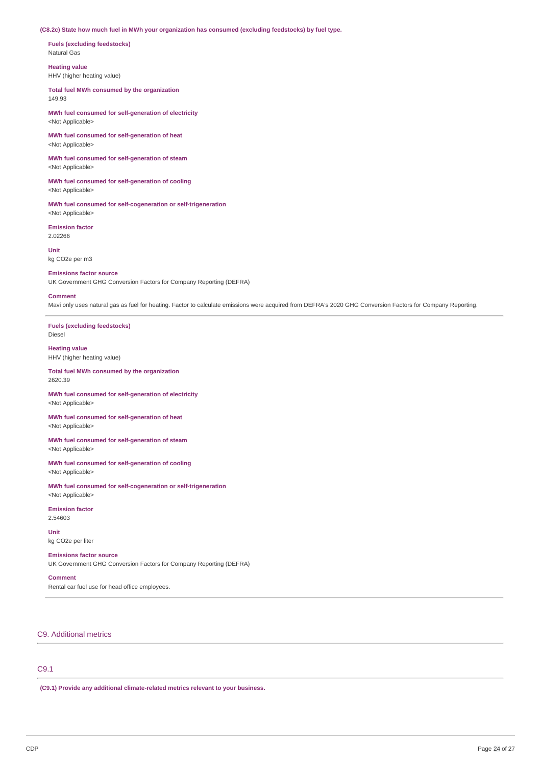**(C8.2c) State how much fuel in MWh your organization has consumed (excluding feedstocks) by fuel type.**

**Fuels (excluding feedstocks)**
Natural Gas

**Heating value**
HHV (higher heating value)

**Total fuel MWh consumed by the organization**
149.93

**MWh fuel consumed for self-generation of electricity**
<Not Applicable>

**MWh fuel consumed for self-generation of heat**
<Not Applicable>

**MWh fuel consumed for self-generation of steam**
<Not Applicable>

**MWh fuel consumed for self-generation of cooling**
<Not Applicable>

**MWh fuel consumed for self-cogeneration or self-trigeneration**
<Not Applicable>

**Emission factor**
2.02266

**Unit**
kg CO2e per m3

**Emissions factor source**
UK Government GHG Conversion Factors for Company Reporting (DEFRA)

**Comment**
Mavi only uses natural gas as fuel for heating. Factor to calculate emissions were acquired from DEFRA's 2020 GHG Conversion Factors for Company Reporting.

---

**Fuels (excluding feedstocks)**
Diesel

**Heating value**
HHV (higher heating value)

**Total fuel MWh consumed by the organization**
2620.39

**MWh fuel consumed for self-generation of electricity**
<Not Applicable>

**MWh fuel consumed for self-generation of heat**
<Not Applicable>

**MWh fuel consumed for self-generation of steam**
<Not Applicable>

**MWh fuel consumed for self-generation of cooling**
<Not Applicable>

**MWh fuel consumed for self-cogeneration or self-trigeneration**
<Not Applicable>

**Emission factor**
2.54603

**Unit**
kg CO2e per liter

**Emissions factor source**
UK Government GHG Conversion Factors for Company Reporting (DEFRA)

**Comment**
Rental car fuel use for head office employees.

## C9. Additional metrics

### C9.1

**(C9.1) Provide any additional climate-related metrics relevant to your business.**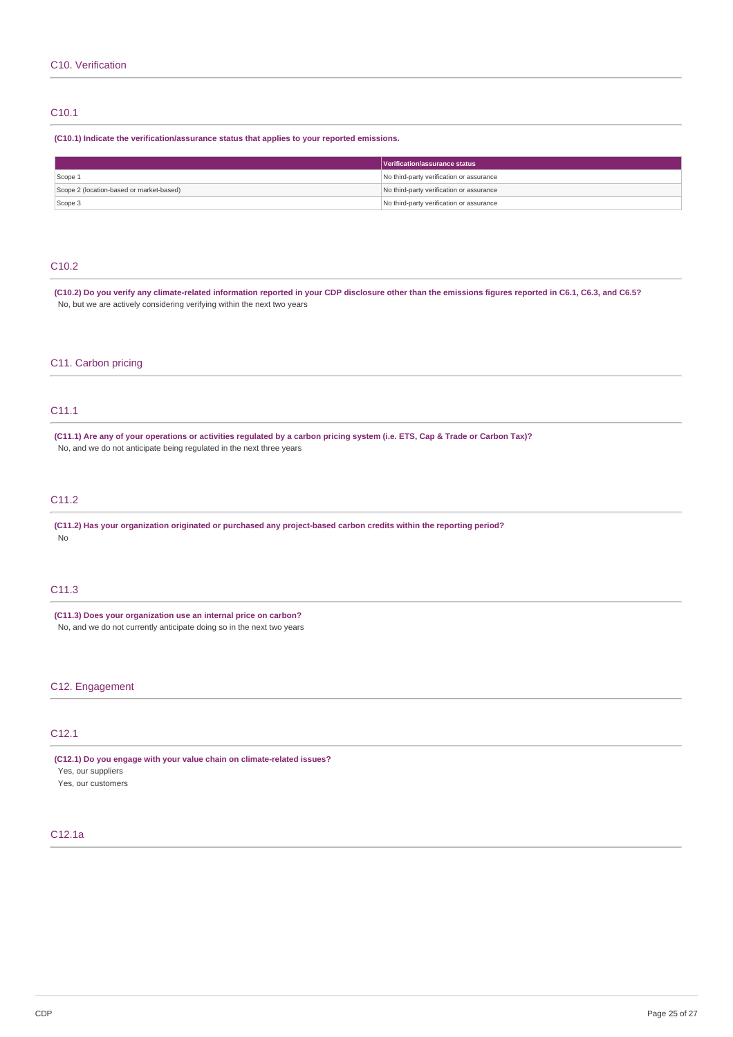## C10. Verification

### C10.1

**(C10.1) Indicate the verification/assurance status that applies to your reported emissions.**

| | Verification/assurance status |
|---|---|
| Scope 1 | No third-party verification or assurance |
| Scope 2 (location-based or market-based) | No third-party verification or assurance |
| Scope 3 | No third-party verification or assurance |

### C10.2

**(C10.2) Do you verify any climate-related information reported in your CDP disclosure other than the emissions figures reported in C6.1, C6.3, and C6.5?**

No, but we are actively considering verifying within the next two years

## C11. Carbon pricing

### C11.1

**(C11.1) Are any of your operations or activities regulated by a carbon pricing system (i.e. ETS, Cap & Trade or Carbon Tax)?**

No, and we do not anticipate being regulated in the next three years

### C11.2

**(C11.2) Has your organization originated or purchased any project-based carbon credits within the reporting period?**

No

### C11.3

**(C11.3) Does your organization use an internal price on carbon?**

No, and we do not currently anticipate doing so in the next two years

## C12. Engagement

### C12.1

**(C12.1) Do you engage with your value chain on climate-related issues?**

Yes, our suppliers

Yes, our customers

### C12.1a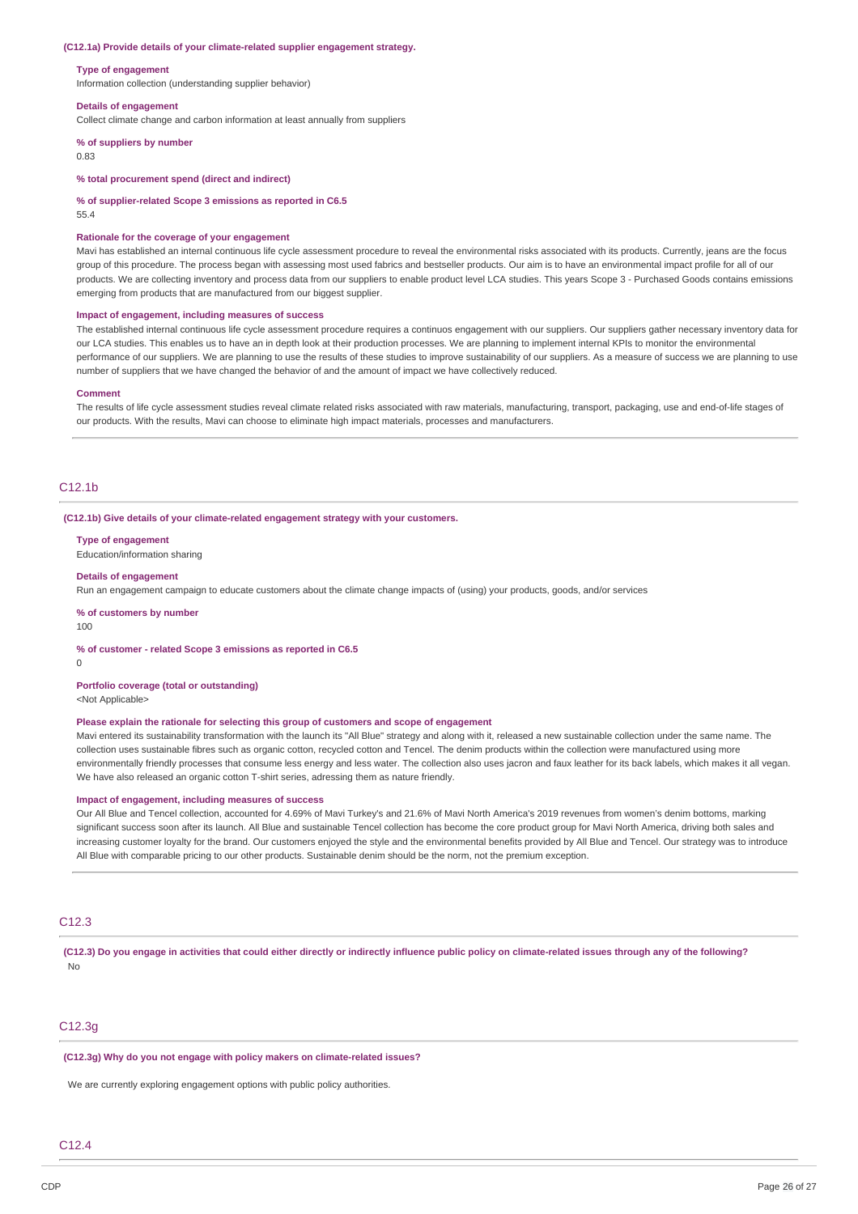**(C12.1a) Provide details of your climate-related supplier engagement strategy.**

**Type of engagement**
Information collection (understanding supplier behavior)

**Details of engagement**
Collect climate change and carbon information at least annually from suppliers

**% of suppliers by number**
0.83

**% total procurement spend (direct and indirect)**

**% of supplier-related Scope 3 emissions as reported in C6.5**
55.4

**Rationale for the coverage of your engagement**
Mavi has established an internal continuous life cycle assessment procedure to reveal the environmental risks associated with its products. Currently, jeans are the focus group of this procedure. The process began with assessing most used fabrics and bestseller products. Our aim is to have an environmental impact profile for all of our products. We are collecting inventory and process data from our suppliers to enable product level LCA studies. This years Scope 3 - Purchased Goods contains emissions emerging from products that are manufactured from our biggest supplier.

**Impact of engagement, including measures of success**
The established internal continuous life cycle assessment procedure requires a continuos engagement with our suppliers. Our suppliers gather necessary inventory data for our LCA studies. This enables us to have an in depth look at their production processes. We are planning to implement internal KPIs to monitor the environmental performance of our suppliers. We are planning to use the results of these studies to improve sustainability of our suppliers. As a measure of success we are planning to use number of suppliers that we have changed the behavior of and the amount of impact we have collectively reduced.

**Comment**
The results of life cycle assessment studies reveal climate related risks associated with raw materials, manufacturing, transport, packaging, use and end-of-life stages of our products. With the results, Mavi can choose to eliminate high impact materials, processes and manufacturers.

## C12.1b

**(C12.1b) Give details of your climate-related engagement strategy with your customers.**

**Type of engagement**
Education/information sharing

**Details of engagement**
Run an engagement campaign to educate customers about the climate change impacts of (using) your products, goods, and/or services

**% of customers by number**
100

**% of customer - related Scope 3 emissions as reported in C6.5**
0

**Portfolio coverage (total or outstanding)**
<Not Applicable>

**Please explain the rationale for selecting this group of customers and scope of engagement**
Mavi entered its sustainability transformation with the launch its "All Blue" strategy and along with it, released a new sustainable collection under the same name. The collection uses sustainable fibres such as organic cotton, recycled cotton and Tencel. The denim products within the collection were manufactured using more environmentally friendly processes that consume less energy and less water. The collection also uses jacron and faux leather for its back labels, which makes it all vegan. We have also released an organic cotton T-shirt series, adressing them as nature friendly.

**Impact of engagement, including measures of success**
Our All Blue and Tencel collection, accounted for 4.69% of Mavi Turkey's and 21.6% of Mavi North America's 2019 revenues from women's denim bottoms, marking significant success soon after its launch. All Blue and sustainable Tencel collection has become the core product group for Mavi North America, driving both sales and increasing customer loyalty for the brand. Our customers enjoyed the style and the environmental benefits provided by All Blue and Tencel. Our strategy was to introduce All Blue with comparable pricing to our other products. Sustainable denim should be the norm, not the premium exception.

## C12.3

**(C12.3) Do you engage in activities that could either directly or indirectly influence public policy on climate-related issues through any of the following?**
No

## C12.3g

**(C12.3g) Why do you not engage with policy makers on climate-related issues?**

We are currently exploring engagement options with public policy authorities.

## C12.4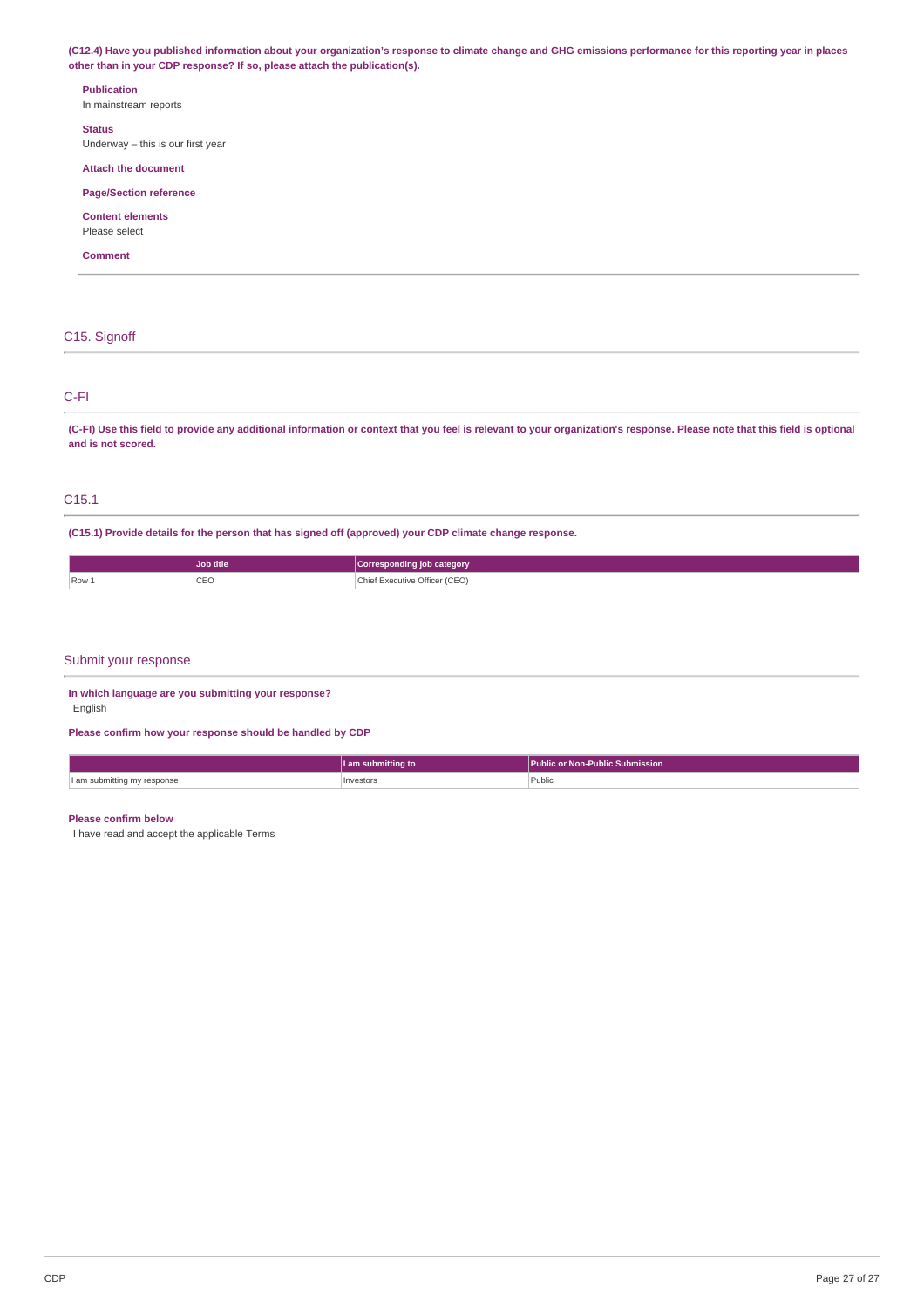**(C12.4) Have you published information about your organization's response to climate change and GHG emissions performance for this reporting year in places other than in your CDP response? If so, please attach the publication(s).**

**Publication**
In mainstream reports

**Status**
Underway – this is our first year

**Attach the document**

**Page/Section reference**

**Content elements**
Please select

**Comment**

## C15. Signoff

## C-FI

**(C-FI) Use this field to provide any additional information or context that you feel is relevant to your organization's response. Please note that this field is optional and is not scored.**

## C15.1

**(C15.1) Provide details for the person that has signed off (approved) your CDP climate change response.**

| | Job title | Corresponding job category |
|---|---|---|
| Row 1 | CEO | Chief Executive Officer (CEO) |

## Submit your response

**In which language are you submitting your response?**
English

**Please confirm how your response should be handled by CDP**

| | I am submitting to | Public or Non-Public Submission |
|---|---|---|
| I am submitting my response | Investors | Public |

**Please confirm below**
I have read and accept the applicable Terms